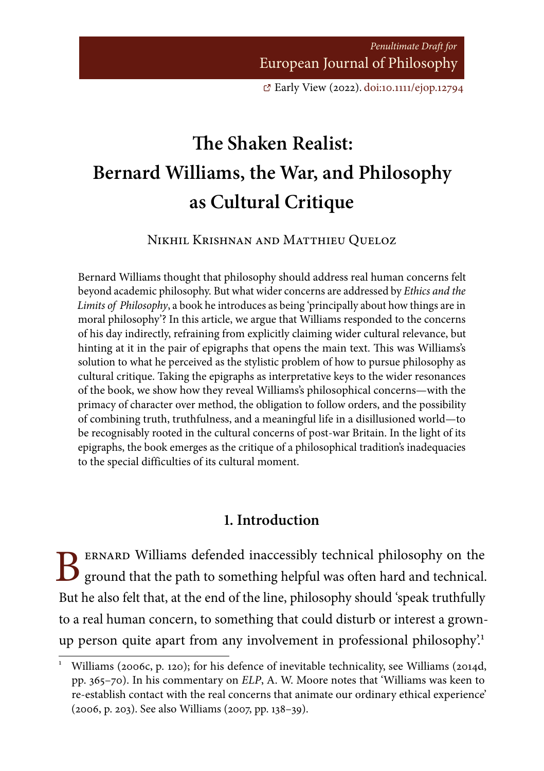*Penultimate Draft for*
European Journal of Philosophy

Early View (2022). doi:10.1111/ejop.12794

# The Shaken Realist: Bernard Williams, the War, and Philosophy as Cultural Critique

Nikhil Krishnan and Matthieu Queloz

Bernard Williams thought that philosophy should address real human concerns felt beyond academic philosophy. But what wider concerns are addressed by *Ethics and the Limits of Philosophy*, a book he introduces as being 'principally about how things are in moral philosophy'? In this article, we argue that Williams responded to the concerns of his day indirectly, refraining from explicitly claiming wider cultural relevance, but hinting at it in the pair of epigraphs that opens the main text. This was Williams's solution to what he perceived as the stylistic problem of how to pursue philosophy as cultural critique. Taking the epigraphs as interpretative keys to the wider resonances of the book, we show how they reveal Williams's philosophical concerns—with the primacy of character over method, the obligation to follow orders, and the possibility of combining truth, truthfulness, and a meaningful life in a disillusioned world—to be recognisably rooted in the cultural concerns of post-war Britain. In the light of its epigraphs, the book emerges as the critique of a philosophical tradition's inadequacies to the special difficulties of its cultural moment.

## 1. Introduction

Bernard Williams defended inaccessibly technical philosophy on the ground that the path to something helpful was often hard and technical. But he also felt that, at the end of the line, philosophy should 'speak truthfully to a real human concern, to something that could disturb or interest a grown-up person quite apart from any involvement in professional philosophy'.[1]

[1] Williams (2006c, p. 120); for his defence of inevitable technicality, see Williams (2014d, pp. 365–70). In his commentary on *ELP*, A. W. Moore notes that 'Williams was keen to re-establish contact with the real concerns that animate our ordinary ethical experience' (2006, p. 203). See also Williams (2007, pp. 138–39).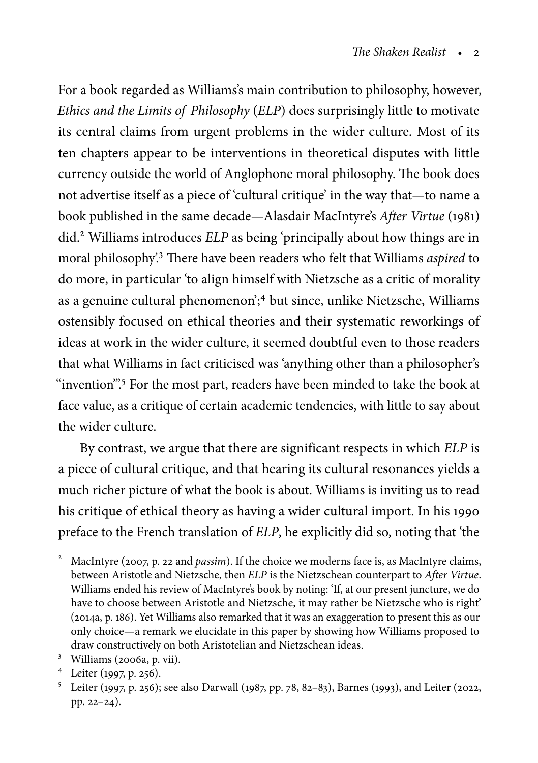For a book regarded as Williams's main contribution to philosophy, however, *Ethics and the Limits of Philosophy* (*ELP*) does surprisingly little to motivate its central claims from urgent problems in the wider culture. Most of its ten chapters appear to be interventions in theoretical disputes with little currency outside the world of Anglophone moral philosophy. The book does not advertise itself as a piece of 'cultural critique' in the way that—to name a book published in the same decade—Alasdair MacIntyre's *After Virtue* (1981) did.[2] Williams introduces *ELP* as being 'principally about how things are in moral philosophy'.[3] There have been readers who felt that Williams *aspired* to do more, in particular 'to align himself with Nietzsche as a critic of morality as a genuine cultural phenomenon';[4] but since, unlike Nietzsche, Williams ostensibly focused on ethical theories and their systematic reworkings of ideas at work in the wider culture, it seemed doubtful even to those readers that what Williams in fact criticised was 'anything other than a philosopher's "invention"'.[5] For the most part, readers have been minded to take the book at face value, as a critique of certain academic tendencies, with little to say about the wider culture.

By contrast, we argue that there are significant respects in which *ELP* is a piece of cultural critique, and that hearing its cultural resonances yields a much richer picture of what the book is about. Williams is inviting us to read his critique of ethical theory as having a wider cultural import. In his 1990 preface to the French translation of *ELP*, he explicitly did so, noting that 'the

---

[2] MacIntyre (2007, p. 22 and *passim*). If the choice we moderns face is, as MacIntyre claims, between Aristotle and Nietzsche, then *ELP* is the Nietzschean counterpart to *After Virtue*. Williams ended his review of MacIntyre's book by noting: 'If, at our present juncture, we do have to choose between Aristotle and Nietzsche, it may rather be Nietzsche who is right' (2014a, p. 186). Yet Williams also remarked that it was an exaggeration to present this as our only choice—a remark we elucidate in this paper by showing how Williams proposed to draw constructively on both Aristotelian and Nietzschean ideas.

[3] Williams (2006a, p. vii).

[4] Leiter (1997, p. 256).

[5] Leiter (1997, p. 256); see also Darwall (1987, pp. 78, 82–83), Barnes (1993), and Leiter (2022, pp. 22–24).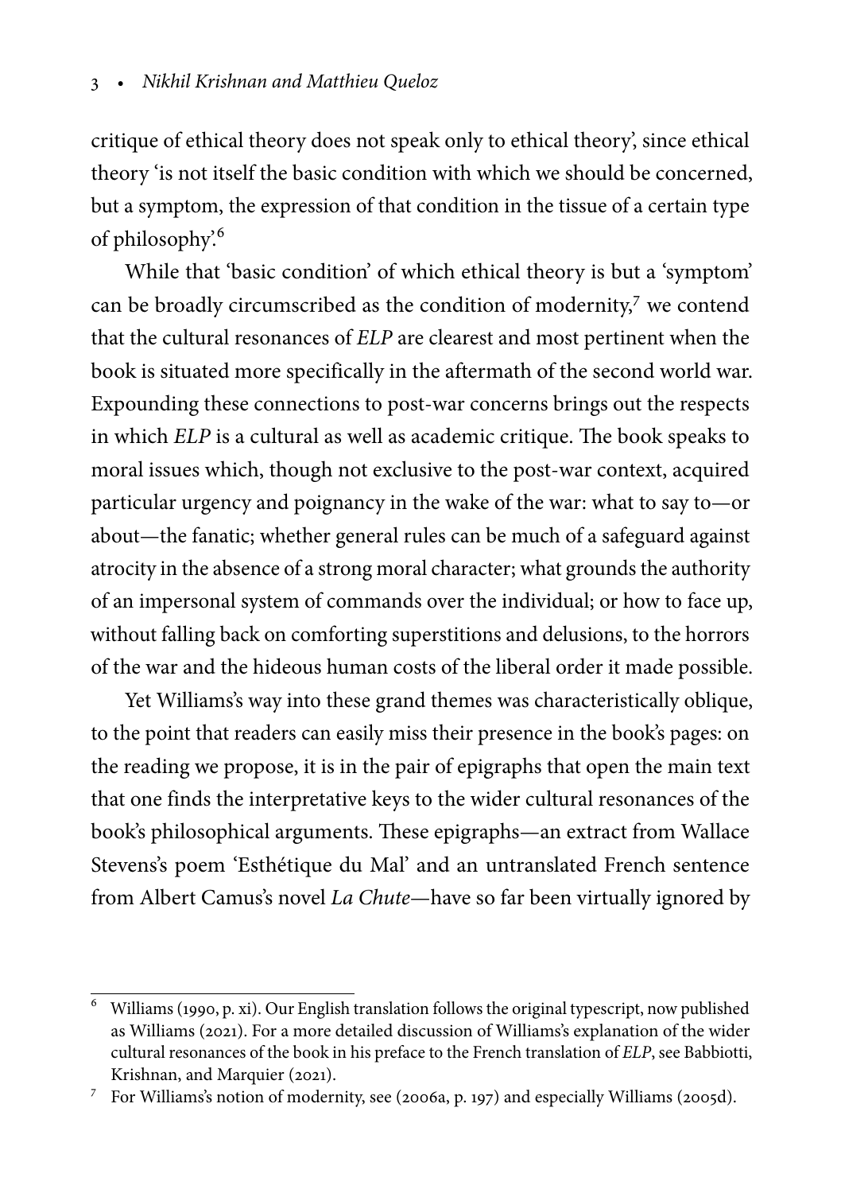critique of ethical theory does not speak only to ethical theory', since ethical theory 'is not itself the basic condition with which we should be concerned, but a symptom, the expression of that condition in the tissue of a certain type of philosophy'.[6]

While that 'basic condition' of which ethical theory is but a 'symptom' can be broadly circumscribed as the condition of modernity,[7] we contend that the cultural resonances of *ELP* are clearest and most pertinent when the book is situated more specifically in the aftermath of the second world war. Expounding these connections to post-war concerns brings out the respects in which *ELP* is a cultural as well as academic critique. The book speaks to moral issues which, though not exclusive to the post-war context, acquired particular urgency and poignancy in the wake of the war: what to say to—or about—the fanatic; whether general rules can be much of a safeguard against atrocity in the absence of a strong moral character; what grounds the authority of an impersonal system of commands over the individual; or how to face up, without falling back on comforting superstitions and delusions, to the horrors of the war and the hideous human costs of the liberal order it made possible.

Yet Williams's way into these grand themes was characteristically oblique, to the point that readers can easily miss their presence in the book's pages: on the reading we propose, it is in the pair of epigraphs that open the main text that one finds the interpretative keys to the wider cultural resonances of the book's philosophical arguments. These epigraphs—an extract from Wallace Stevens's poem 'Esthétique du Mal' and an untranslated French sentence from Albert Camus's novel *La Chute*—have so far been virtually ignored by

---

[6] Williams (1990, p. xi). Our English translation follows the original typescript, now published as Williams (2021). For a more detailed discussion of Williams's explanation of the wider cultural resonances of the book in his preface to the French translation of *ELP*, see Babbiotti, Krishnan, and Marquier (2021).

[7] For Williams's notion of modernity, see (2006a, p. 197) and especially Williams (2005d).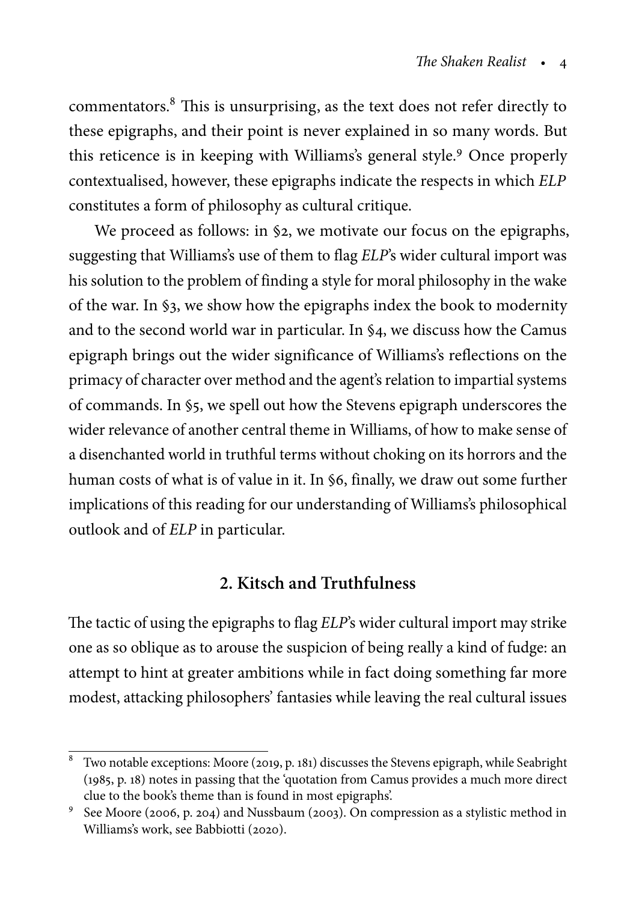commentators.[8] This is unsurprising, as the text does not refer directly to these epigraphs, and their point is never explained in so many words. But this reticence is in keeping with Williams's general style.[9] Once properly contextualised, however, these epigraphs indicate the respects in which *ELP* constitutes a form of philosophy as cultural critique.

We proceed as follows: in §2, we motivate our focus on the epigraphs, suggesting that Williams's use of them to flag *ELP*'s wider cultural import was his solution to the problem of finding a style for moral philosophy in the wake of the war. In §3, we show how the epigraphs index the book to modernity and to the second world war in particular. In §4, we discuss how the Camus epigraph brings out the wider significance of Williams's reflections on the primacy of character over method and the agent's relation to impartial systems of commands. In §5, we spell out how the Stevens epigraph underscores the wider relevance of another central theme in Williams, of how to make sense of a disenchanted world in truthful terms without choking on its horrors and the human costs of what is of value in it. In §6, finally, we draw out some further implications of this reading for our understanding of Williams's philosophical outlook and of *ELP* in particular.

## 2. Kitsch and Truthfulness

The tactic of using the epigraphs to flag *ELP*'s wider cultural import may strike one as so oblique as to arouse the suspicion of being really a kind of fudge: an attempt to hint at greater ambitions while in fact doing something far more modest, attacking philosophers' fantasies while leaving the real cultural issues

---

[8] Two notable exceptions: Moore (2019, p. 181) discusses the Stevens epigraph, while Seabright (1985, p. 18) notes in passing that the 'quotation from Camus provides a much more direct clue to the book's theme than is found in most epigraphs'.

[9] See Moore (2006, p. 204) and Nussbaum (2003). On compression as a stylistic method in Williams's work, see Babbiotti (2020).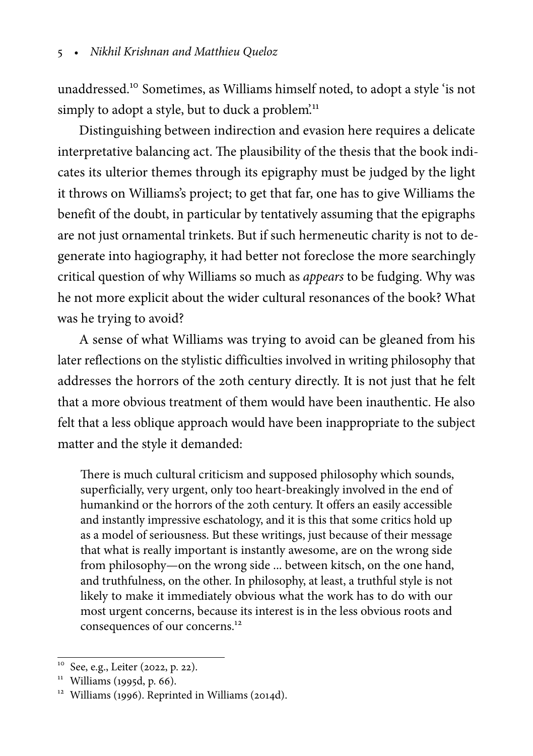unaddressed.[10] Sometimes, as Williams himself noted, to adopt a style 'is not simply to adopt a style, but to duck a problem'.[11]

Distinguishing between indirection and evasion here requires a delicate interpretative balancing act. The plausibility of the thesis that the book indicates its ulterior themes through its epigraphy must be judged by the light it throws on Williams's project; to get that far, one has to give Williams the benefit of the doubt, in particular by tentatively assuming that the epigraphs are not just ornamental trinkets. But if such hermeneutic charity is not to degenerate into hagiography, it had better not foreclose the more searchingly critical question of why Williams so much as *appears* to be fudging. Why was he not more explicit about the wider cultural resonances of the book? What was he trying to avoid?

A sense of what Williams was trying to avoid can be gleaned from his later reflections on the stylistic difficulties involved in writing philosophy that addresses the horrors of the 20th century directly. It is not just that he felt that a more obvious treatment of them would have been inauthentic. He also felt that a less oblique approach would have been inappropriate to the subject matter and the style it demanded:

> There is much cultural criticism and supposed philosophy which sounds, superficially, very urgent, only too heart-breakingly involved in the end of humankind or the horrors of the 20th century. It offers an easily accessible and instantly impressive eschatology, and it is this that some critics hold up as a model of seriousness. But these writings, just because of their message that what is really important is instantly awesome, are on the wrong side from philosophy—on the wrong side ... between kitsch, on the one hand, and truthfulness, on the other. In philosophy, at least, a truthful style is not likely to make it immediately obvious what the work has to do with our most urgent concerns, because its interest is in the less obvious roots and consequences of our concerns.[12]

---

[10] See, e.g., Leiter (2022, p. 22).

[11] Williams (1995d, p. 66).

[12] Williams (1996). Reprinted in Williams (2014d).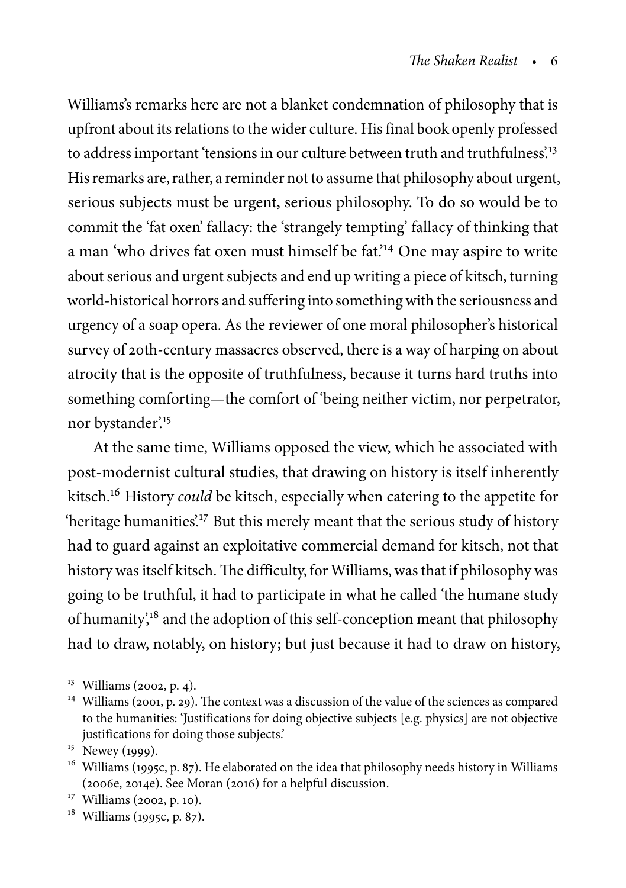Williams's remarks here are not a blanket condemnation of philosophy that is upfront about its relations to the wider culture. His final book openly professed to address important 'tensions in our culture between truth and truthfulness'.[13] His remarks are, rather, a reminder not to assume that philosophy about urgent, serious subjects must be urgent, serious philosophy. To do so would be to commit the 'fat oxen' fallacy: the 'strangely tempting' fallacy of thinking that a man 'who drives fat oxen must himself be fat'.[14] One may aspire to write about serious and urgent subjects and end up writing a piece of kitsch, turning world-historical horrors and suffering into something with the seriousness and urgency of a soap opera. As the reviewer of one moral philosopher's historical survey of 20th-century massacres observed, there is a way of harping on about atrocity that is the opposite of truthfulness, because it turns hard truths into something comforting—the comfort of 'being neither victim, nor perpetrator, nor bystander'.[15]

At the same time, Williams opposed the view, which he associated with post-modernist cultural studies, that drawing on history is itself inherently kitsch.[16] History *could* be kitsch, especially when catering to the appetite for 'heritage humanities'.[17] But this merely meant that the serious study of history had to guard against an exploitative commercial demand for kitsch, not that history was itself kitsch. The difficulty, for Williams, was that if philosophy was going to be truthful, it had to participate in what he called 'the humane study of humanity',[18] and the adoption of this self-conception meant that philosophy had to draw, notably, on history; but just because it had to draw on history,

---

[13] Williams (2002, p. 4).

[14] Williams (2001, p. 29). The context was a discussion of the value of the sciences as compared to the humanities: 'Justifications for doing objective subjects [e.g. physics] are not objective justifications for doing those subjects.'

[15] Newey (1999).

[16] Williams (1995c, p. 87). He elaborated on the idea that philosophy needs history in Williams (2006e, 2014e). See Moran (2016) for a helpful discussion.

[17] Williams (2002, p. 10).

[18] Williams (1995c, p. 87).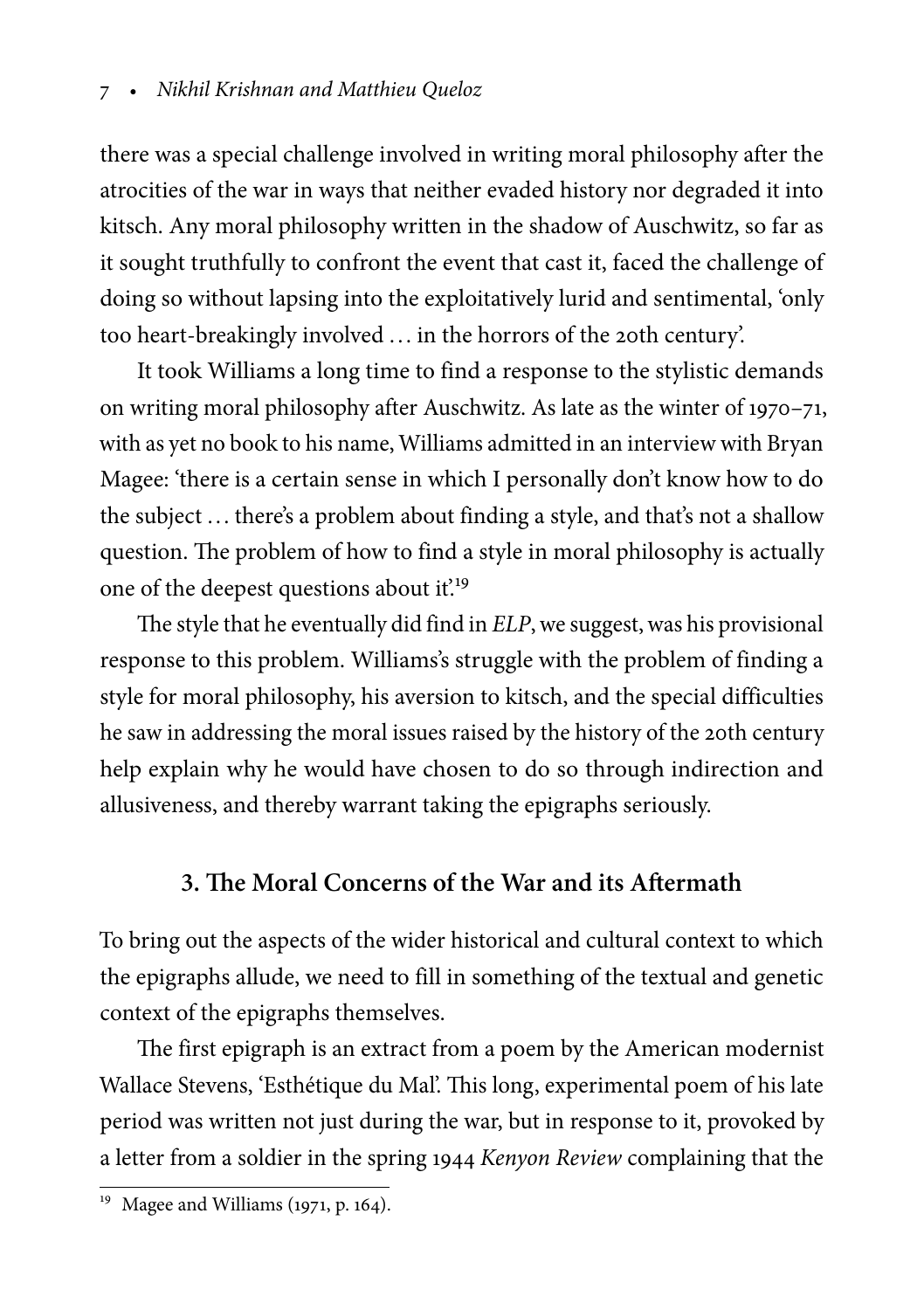there was a special challenge involved in writing moral philosophy after the atrocities of the war in ways that neither evaded history nor degraded it into kitsch. Any moral philosophy written in the shadow of Auschwitz, so far as it sought truthfully to confront the event that cast it, faced the challenge of doing so without lapsing into the exploitatively lurid and sentimental, 'only too heart-breakingly involved … in the horrors of the 20th century'.

It took Williams a long time to find a response to the stylistic demands on writing moral philosophy after Auschwitz. As late as the winter of 1970–71, with as yet no book to his name, Williams admitted in an interview with Bryan Magee: 'there is a certain sense in which I personally don't know how to do the subject … there's a problem about finding a style, and that's not a shallow question. The problem of how to find a style in moral philosophy is actually one of the deepest questions about it'.[19]

The style that he eventually did find in *ELP*, we suggest, was his provisional response to this problem. Williams's struggle with the problem of finding a style for moral philosophy, his aversion to kitsch, and the special difficulties he saw in addressing the moral issues raised by the history of the 20th century help explain why he would have chosen to do so through indirection and allusiveness, and thereby warrant taking the epigraphs seriously.

## 3. The Moral Concerns of the War and its Aftermath

To bring out the aspects of the wider historical and cultural context to which the epigraphs allude, we need to fill in something of the textual and genetic context of the epigraphs themselves.

The first epigraph is an extract from a poem by the American modernist Wallace Stevens, 'Esthétique du Mal'. This long, experimental poem of his late period was written not just during the war, but in response to it, provoked by a letter from a soldier in the spring 1944 *Kenyon Review* complaining that the

[19] Magee and Williams (1971, p. 164).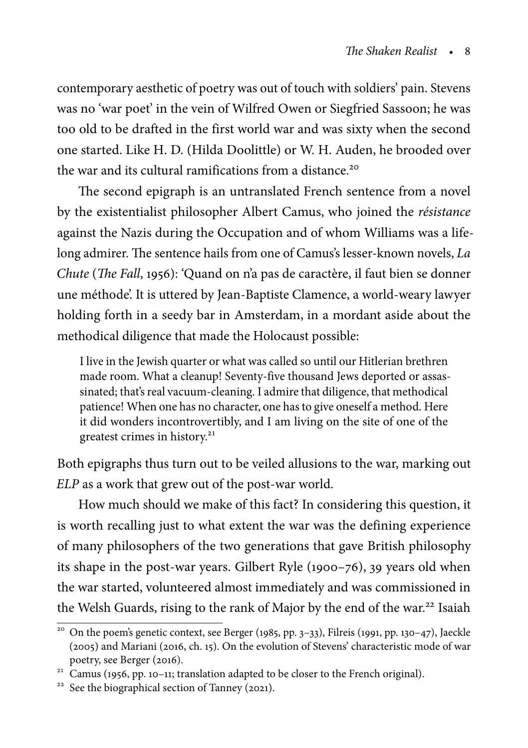contemporary aesthetic of poetry was out of touch with soldiers' pain. Stevens was no 'war poet' in the vein of Wilfred Owen or Siegfried Sassoon; he was too old to be drafted in the first world war and was sixty when the second one started. Like H. D. (Hilda Doolittle) or W. H. Auden, he brooded over the war and its cultural ramifications from a distance.[20]

The second epigraph is an untranslated French sentence from a novel by the existentialist philosopher Albert Camus, who joined the *résistance* against the Nazis during the Occupation and of whom Williams was a lifelong admirer. The sentence hails from one of Camus's lesser-known novels, *La Chute* (*The Fall*, 1956): 'Quand on n'a pas de caractère, il faut bien se donner une méthode'. It is uttered by Jean-Baptiste Clamence, a world-weary lawyer holding forth in a seedy bar in Amsterdam, in a mordant aside about the methodical diligence that made the Holocaust possible:

> I live in the Jewish quarter or what was called so until our Hitlerian brethren made room. What a cleanup! Seventy-five thousand Jews deported or assassinated; that's real vacuum-cleaning. I admire that diligence, that methodical patience! When one has no character, one has to give oneself a method. Here it did wonders incontrovertibly, and I am living on the site of one of the greatest crimes in history.[21]

Both epigraphs thus turn out to be veiled allusions to the war, marking out *ELP* as a work that grew out of the post-war world.

How much should we make of this fact? In considering this question, it is worth recalling just to what extent the war was the defining experience of many philosophers of the two generations that gave British philosophy its shape in the post-war years. Gilbert Ryle (1900–76), 39 years old when the war started, volunteered almost immediately and was commissioned in the Welsh Guards, rising to the rank of Major by the end of the war.[22] Isaiah

[20] On the poem's genetic context, see Berger (1985, pp. 3–33), Filreis (1991, pp. 130–47), Jaeckle (2005) and Mariani (2016, ch. 15). On the evolution of Stevens' characteristic mode of war poetry, see Berger (2016).

[21] Camus (1956, pp. 10–11; translation adapted to be closer to the French original).

[22] See the biographical section of Tanney (2021).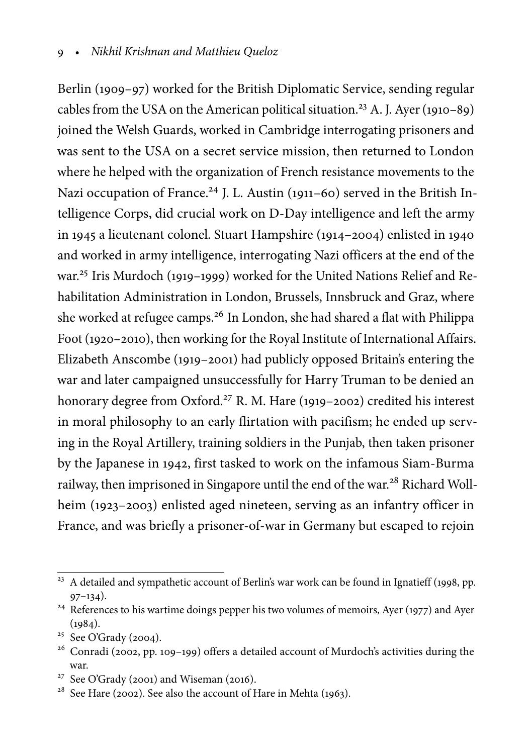Berlin (1909–97) worked for the British Diplomatic Service, sending regular cables from the USA on the American political situation.[23] A. J. Ayer (1910–89) joined the Welsh Guards, worked in Cambridge interrogating prisoners and was sent to the USA on a secret service mission, then returned to London where he helped with the organization of French resistance movements to the Nazi occupation of France.[24] J. L. Austin (1911–60) served in the British Intelligence Corps, did crucial work on D-Day intelligence and left the army in 1945 a lieutenant colonel. Stuart Hampshire (1914–2004) enlisted in 1940 and worked in army intelligence, interrogating Nazi officers at the end of the war.[25] Iris Murdoch (1919–1999) worked for the United Nations Relief and Rehabilitation Administration in London, Brussels, Innsbruck and Graz, where she worked at refugee camps.[26] In London, she had shared a flat with Philippa Foot (1920–2010), then working for the Royal Institute of International Affairs. Elizabeth Anscombe (1919–2001) had publicly opposed Britain's entering the war and later campaigned unsuccessfully for Harry Truman to be denied an honorary degree from Oxford.[27] R. M. Hare (1919–2002) credited his interest in moral philosophy to an early flirtation with pacifism; he ended up serving in the Royal Artillery, training soldiers in the Punjab, then taken prisoner by the Japanese in 1942, first tasked to work on the infamous Siam-Burma railway, then imprisoned in Singapore until the end of the war.[28] Richard Wollheim (1923–2003) enlisted aged nineteen, serving as an infantry officer in France, and was briefly a prisoner-of-war in Germany but escaped to rejoin

---

[23] A detailed and sympathetic account of Berlin's war work can be found in Ignatieff (1998, pp. 97–134).

[24] References to his wartime doings pepper his two volumes of memoirs, Ayer (1977) and Ayer (1984).

[25] See O'Grady (2004).

[26] Conradi (2002, pp. 109–199) offers a detailed account of Murdoch's activities during the war.

[27] See O'Grady (2001) and Wiseman (2016).

[28] See Hare (2002). See also the account of Hare in Mehta (1963).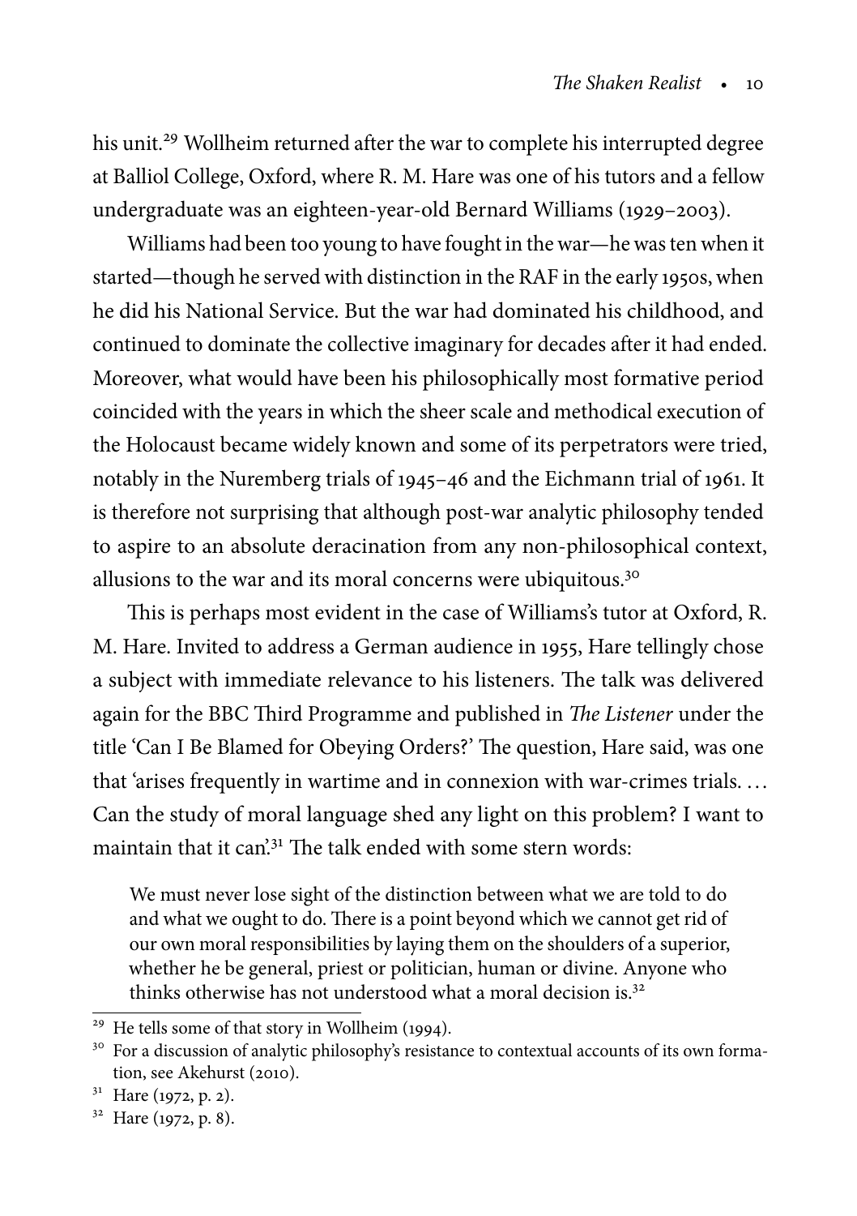his unit.[29] Wollheim returned after the war to complete his interrupted degree at Balliol College, Oxford, where R. M. Hare was one of his tutors and a fellow undergraduate was an eighteen-year-old Bernard Williams (1929–2003).

Williams had been too young to have fought in the war—he was ten when it started—though he served with distinction in the RAF in the early 1950s, when he did his National Service. But the war had dominated his childhood, and continued to dominate the collective imaginary for decades after it had ended. Moreover, what would have been his philosophically most formative period coincided with the years in which the sheer scale and methodical execution of the Holocaust became widely known and some of its perpetrators were tried, notably in the Nuremberg trials of 1945–46 and the Eichmann trial of 1961. It is therefore not surprising that although post-war analytic philosophy tended to aspire to an absolute deracination from any non-philosophical context, allusions to the war and its moral concerns were ubiquitous.[30]

This is perhaps most evident in the case of Williams's tutor at Oxford, R. M. Hare. Invited to address a German audience in 1955, Hare tellingly chose a subject with immediate relevance to his listeners. The talk was delivered again for the BBC Third Programme and published in *The Listener* under the title 'Can I Be Blamed for Obeying Orders?' The question, Hare said, was one that 'arises frequently in wartime and in connexion with war-crimes trials. … Can the study of moral language shed any light on this problem? I want to maintain that it can'.[31] The talk ended with some stern words:

> We must never lose sight of the distinction between what we are told to do and what we ought to do. There is a point beyond which we cannot get rid of our own moral responsibilities by laying them on the shoulders of a superior, whether he be general, priest or politician, human or divine. Anyone who thinks otherwise has not understood what a moral decision is.[32]

---

[29] He tells some of that story in Wollheim (1994).

[30] For a discussion of analytic philosophy's resistance to contextual accounts of its own formation, see Akehurst (2010).

[31] Hare (1972, p. 2).

[32] Hare (1972, p. 8).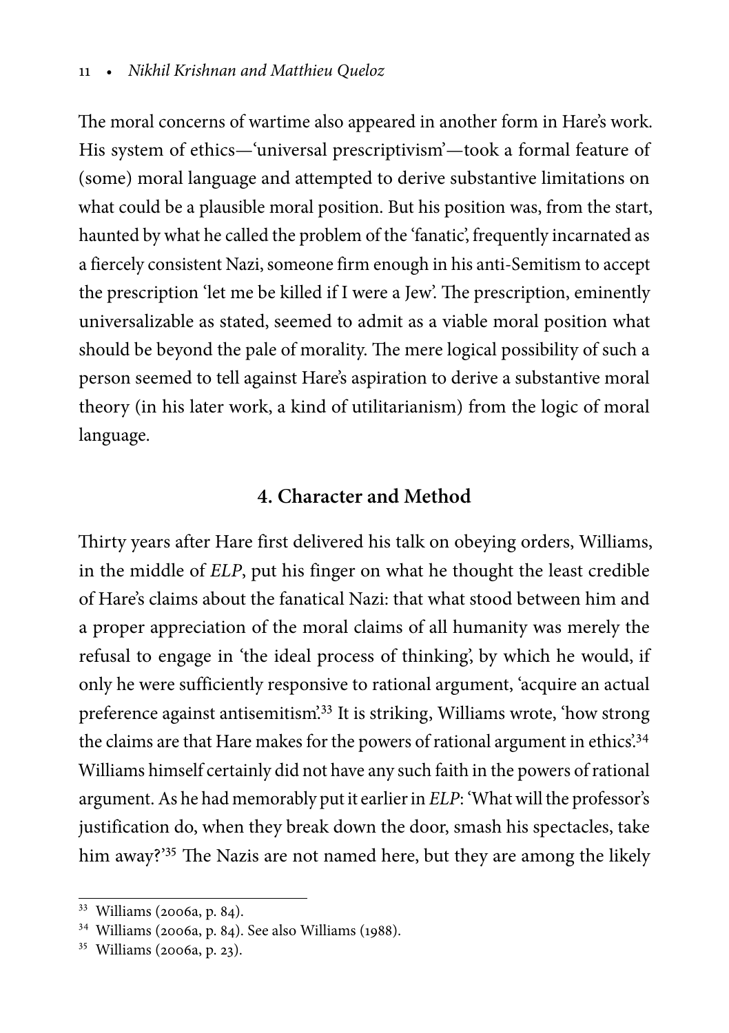The moral concerns of wartime also appeared in another form in Hare's work. His system of ethics—'universal prescriptivism'—took a formal feature of (some) moral language and attempted to derive substantive limitations on what could be a plausible moral position. But his position was, from the start, haunted by what he called the problem of the 'fanatic', frequently incarnated as a fiercely consistent Nazi, someone firm enough in his anti-Semitism to accept the prescription 'let me be killed if I were a Jew'. The prescription, eminently universalizable as stated, seemed to admit as a viable moral position what should be beyond the pale of morality. The mere logical possibility of such a person seemed to tell against Hare's aspiration to derive a substantive moral theory (in his later work, a kind of utilitarianism) from the logic of moral language.

## 4. Character and Method

Thirty years after Hare first delivered his talk on obeying orders, Williams, in the middle of *ELP*, put his finger on what he thought the least credible of Hare's claims about the fanatical Nazi: that what stood between him and a proper appreciation of the moral claims of all humanity was merely the refusal to engage in 'the ideal process of thinking', by which he would, if only he were sufficiently responsive to rational argument, 'acquire an actual preference against antisemitism'.[33] It is striking, Williams wrote, 'how strong the claims are that Hare makes for the powers of rational argument in ethics'.[34] Williams himself certainly did not have any such faith in the powers of rational argument. As he had memorably put it earlier in *ELP*: 'What will the professor's justification do, when they break down the door, smash his spectacles, take him away?'[35] The Nazis are not named here, but they are among the likely

[33] Williams (2006a, p. 84).

[34] Williams (2006a, p. 84). See also Williams (1988).

[35] Williams (2006a, p. 23).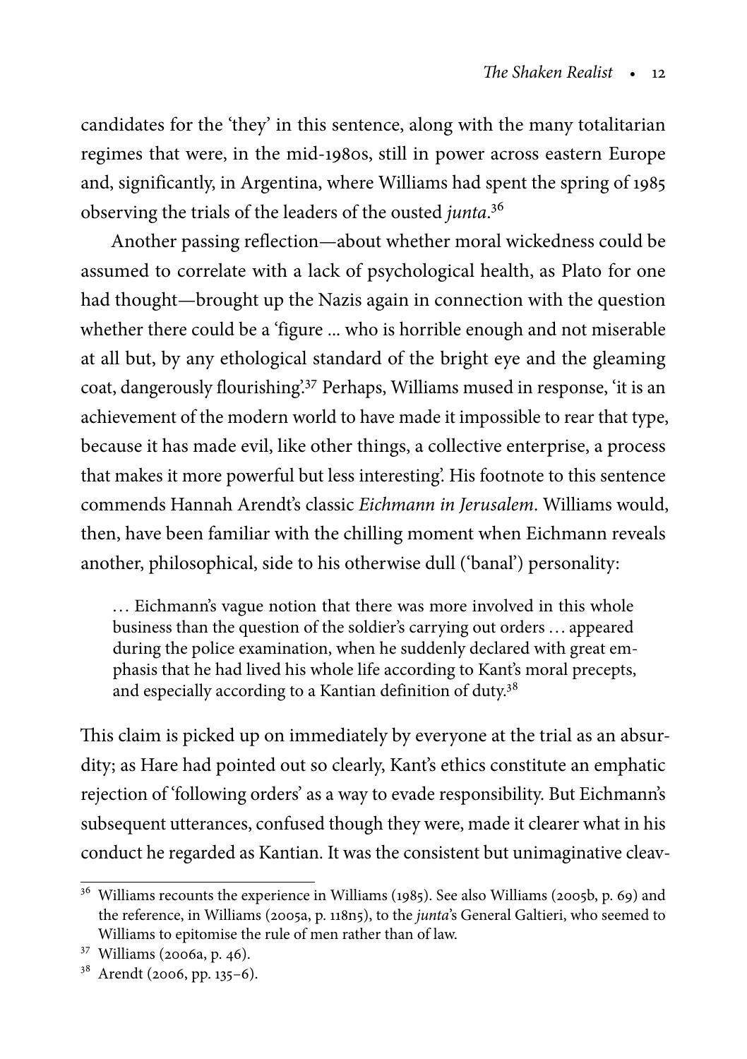candidates for the 'they' in this sentence, along with the many totalitarian regimes that were, in the mid-1980s, still in power across eastern Europe and, significantly, in Argentina, where Williams had spent the spring of 1985 observing the trials of the leaders of the ousted *junta*.[36]

Another passing reflection—about whether moral wickedness could be assumed to correlate with a lack of psychological health, as Plato for one had thought—brought up the Nazis again in connection with the question whether there could be a 'figure ... who is horrible enough and not miserable at all but, by any ethological standard of the bright eye and the gleaming coat, dangerously flourishing'.[37] Perhaps, Williams mused in response, 'it is an achievement of the modern world to have made it impossible to rear that type, because it has made evil, like other things, a collective enterprise, a process that makes it more powerful but less interesting'. His footnote to this sentence commends Hannah Arendt's classic *Eichmann in Jerusalem*. Williams would, then, have been familiar with the chilling moment when Eichmann reveals another, philosophical, side to his otherwise dull ('banal') personality:

> ... Eichmann's vague notion that there was more involved in this whole business than the question of the soldier's carrying out orders ... appeared during the police examination, when he suddenly declared with great emphasis that he had lived his whole life according to Kant's moral precepts, and especially according to a Kantian definition of duty.[38]

This claim is picked up on immediately by everyone at the trial as an absurdity; as Hare had pointed out so clearly, Kant's ethics constitute an emphatic rejection of 'following orders' as a way to evade responsibility. But Eichmann's subsequent utterances, confused though they were, made it clearer what in his conduct he regarded as Kantian. It was the consistent but unimaginative cleav-

---

[36] Williams recounts the experience in Williams (1985). See also Williams (2005b, p. 69) and the reference, in Williams (2005a, p. 118n5), to the *junta*'s General Galtieri, who seemed to Williams to epitomise the rule of men rather than of law.

[37] Williams (2006a, p. 46).

[38] Arendt (2006, pp. 135–6).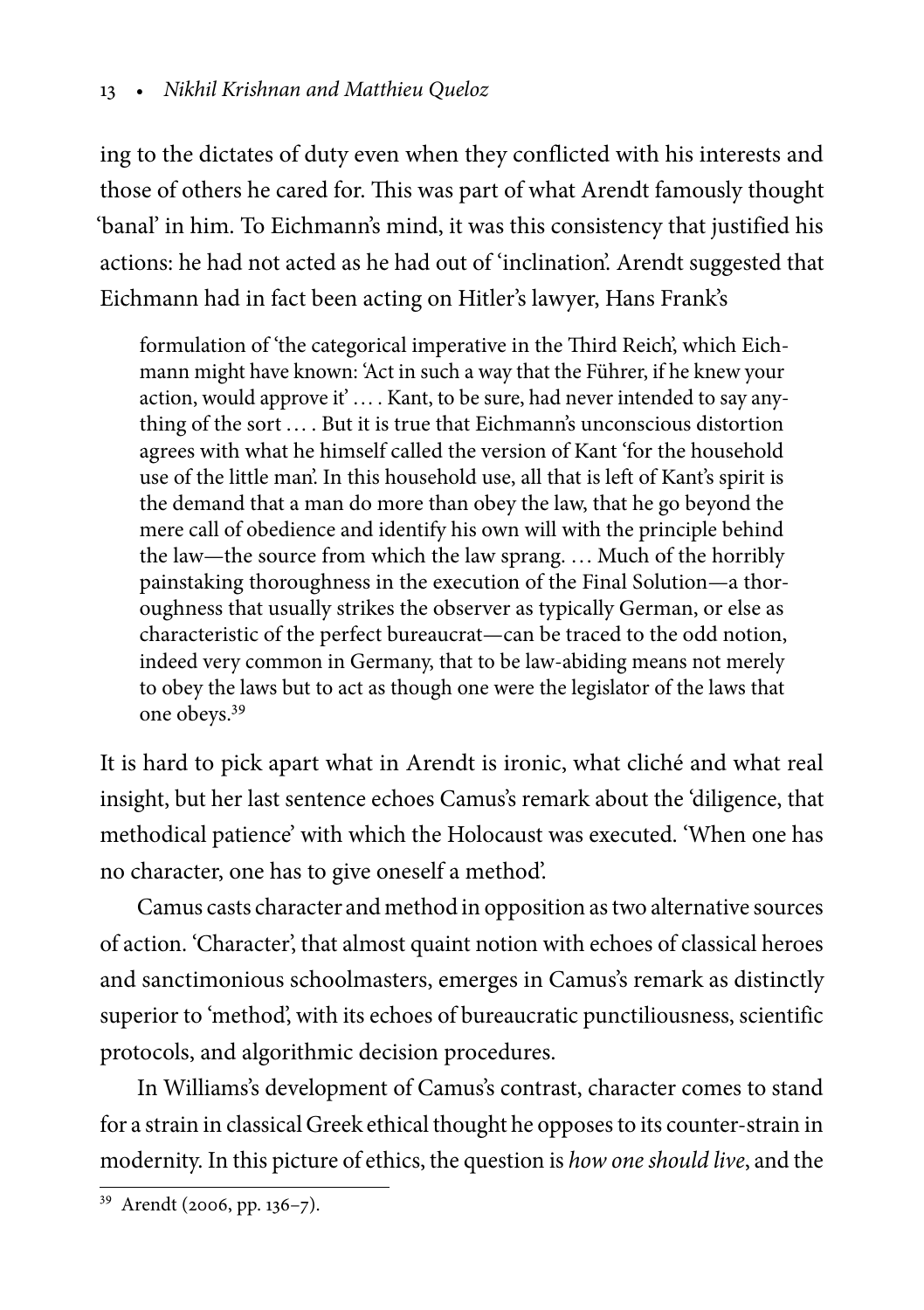ing to the dictates of duty even when they conflicted with his interests and those of others he cared for. This was part of what Arendt famously thought 'banal' in him. To Eichmann's mind, it was this consistency that justified his actions: he had not acted as he had out of 'inclination'. Arendt suggested that Eichmann had in fact been acting on Hitler's lawyer, Hans Frank's

> formulation of 'the categorical imperative in the Third Reich', which Eichmann might have known: 'Act in such a way that the Führer, if he knew your action, would approve it' . . . . Kant, to be sure, had never intended to say anything of the sort . . . . But it is true that Eichmann's unconscious distortion agrees with what he himself called the version of Kant 'for the household use of the little man'. In this household use, all that is left of Kant's spirit is the demand that a man do more than obey the law, that he go beyond the mere call of obedience and identify his own will with the principle behind the law—the source from which the law sprang. . . . Much of the horribly painstaking thoroughness in the execution of the Final Solution—a thoroughness that usually strikes the observer as typically German, or else as characteristic of the perfect bureaucrat—can be traced to the odd notion, indeed very common in Germany, that to be law-abiding means not merely to obey the laws but to act as though one were the legislator of the laws that one obeys.[39]

It is hard to pick apart what in Arendt is ironic, what cliché and what real insight, but her last sentence echoes Camus's remark about the 'diligence, that methodical patience' with which the Holocaust was executed. 'When one has no character, one has to give oneself a method'.

Camus casts character and method in opposition as two alternative sources of action. 'Character', that almost quaint notion with echoes of classical heroes and sanctimonious schoolmasters, emerges in Camus's remark as distinctly superior to 'method', with its echoes of bureaucratic punctiliousness, scientific protocols, and algorithmic decision procedures.

In Williams's development of Camus's contrast, character comes to stand for a strain in classical Greek ethical thought he opposes to its counter-strain in modernity. In this picture of ethics, the question is *how one should live*, and the

---

[39] Arendt (2006, pp. 136–7).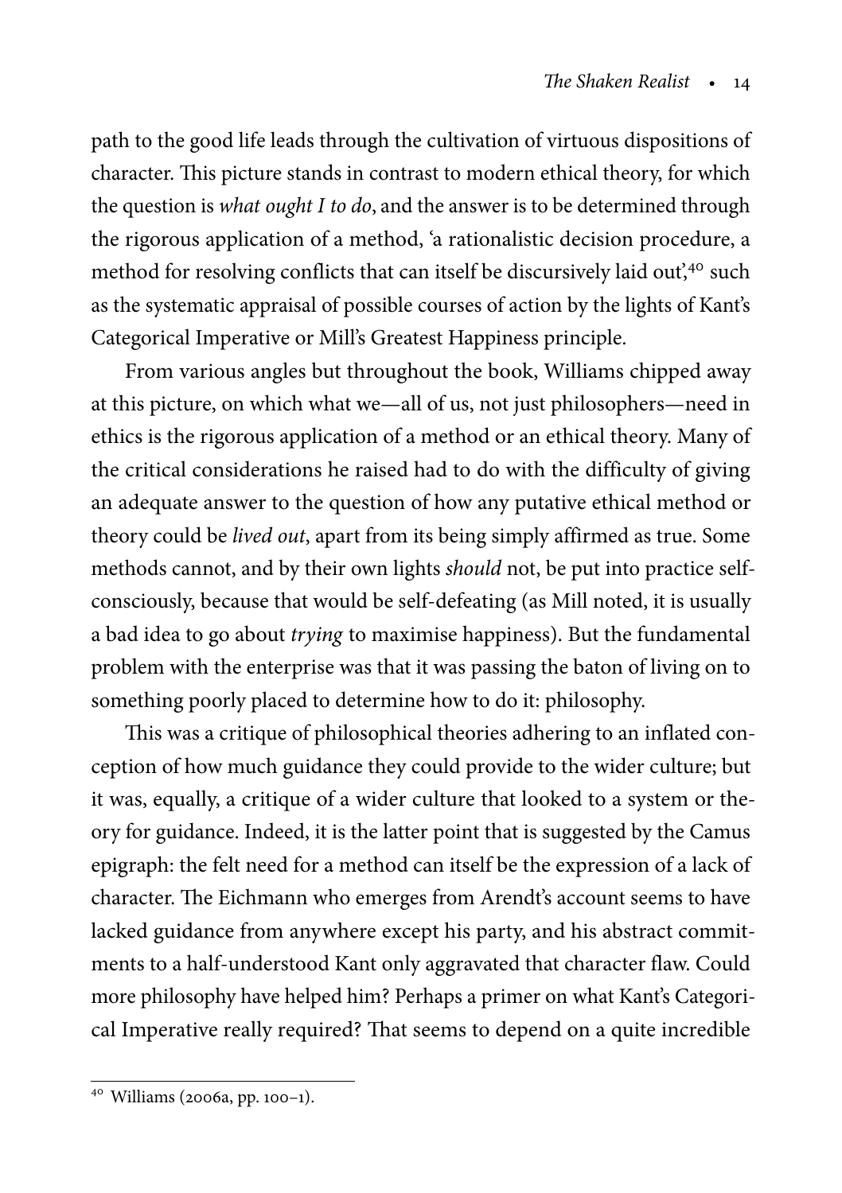path to the good life leads through the cultivation of virtuous dispositions of character. This picture stands in contrast to modern ethical theory, for which the question is *what ought I to do*, and the answer is to be determined through the rigorous application of a method, 'a rationalistic decision procedure, a method for resolving conflicts that can itself be discursively laid out',[40] such as the systematic appraisal of possible courses of action by the lights of Kant's Categorical Imperative or Mill's Greatest Happiness principle.

From various angles but throughout the book, Williams chipped away at this picture, on which what we—all of us, not just philosophers—need in ethics is the rigorous application of a method or an ethical theory. Many of the critical considerations he raised had to do with the difficulty of giving an adequate answer to the question of how any putative ethical method or theory could be *lived out*, apart from its being simply affirmed as true. Some methods cannot, and by their own lights *should* not, be put into practice self-consciously, because that would be self-defeating (as Mill noted, it is usually a bad idea to go about *trying* to maximise happiness). But the fundamental problem with the enterprise was that it was passing the baton of living on to something poorly placed to determine how to do it: philosophy.

This was a critique of philosophical theories adhering to an inflated conception of how much guidance they could provide to the wider culture; but it was, equally, a critique of a wider culture that looked to a system or theory for guidance. Indeed, it is the latter point that is suggested by the Camus epigraph: the felt need for a method can itself be the expression of a lack of character. The Eichmann who emerges from Arendt's account seems to have lacked guidance from anywhere except his party, and his abstract commitments to a half-understood Kant only aggravated that character flaw. Could more philosophy have helped him? Perhaps a primer on what Kant's Categorical Imperative really required? That seems to depend on a quite incredible

---

[40] Williams (2006a, pp. 100–1).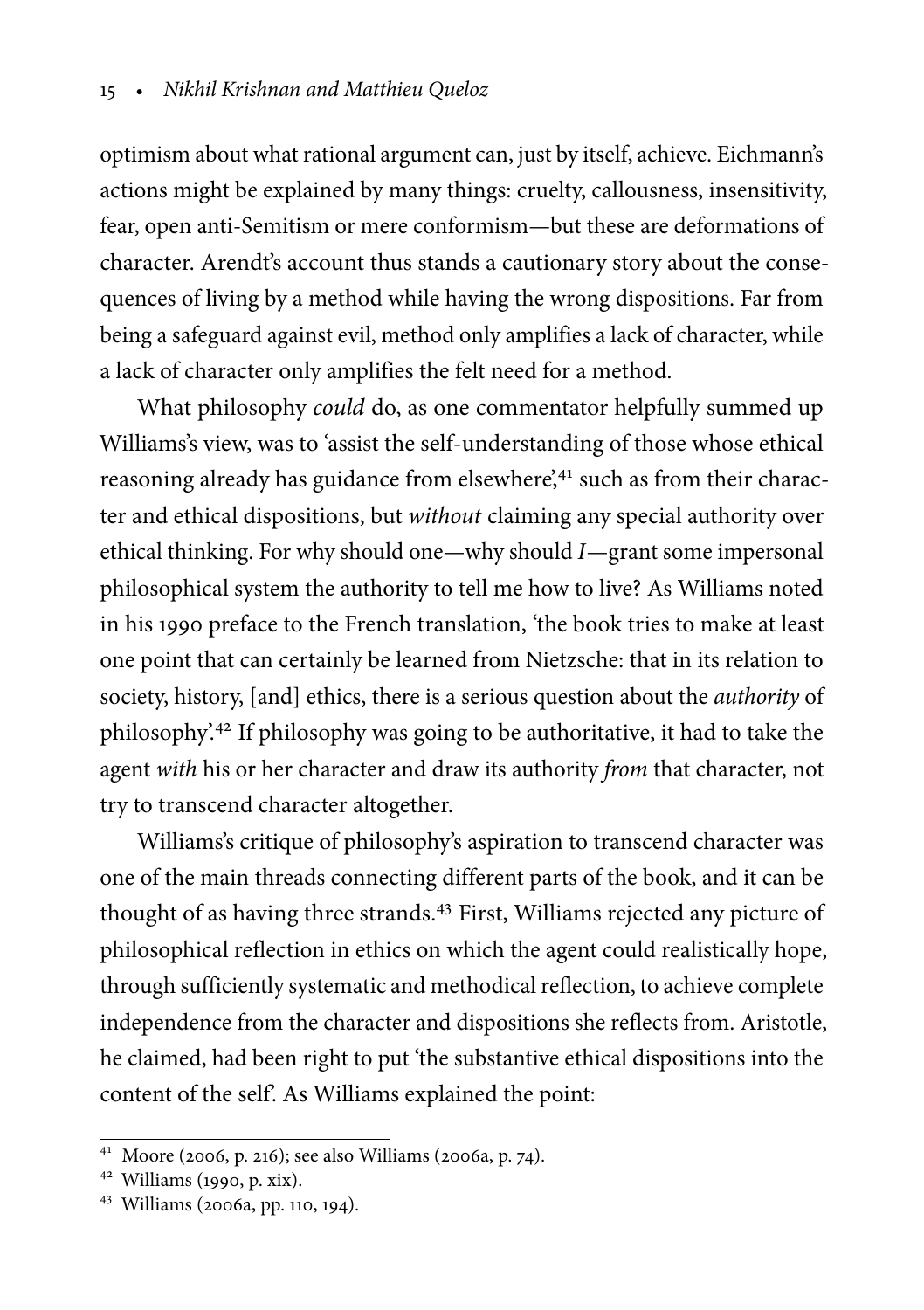optimism about what rational argument can, just by itself, achieve. Eichmann's actions might be explained by many things: cruelty, callousness, insensitivity, fear, open anti-Semitism or mere conformism—but these are deformations of character. Arendt's account thus stands a cautionary story about the consequences of living by a method while having the wrong dispositions. Far from being a safeguard against evil, method only amplifies a lack of character, while a lack of character only amplifies the felt need for a method.

What philosophy *could* do, as one commentator helpfully summed up Williams's view, was to 'assist the self-understanding of those whose ethical reasoning already has guidance from elsewhere',[41] such as from their character and ethical dispositions, but *without* claiming any special authority over ethical thinking. For why should one—why should *I*—grant some impersonal philosophical system the authority to tell me how to live? As Williams noted in his 1990 preface to the French translation, 'the book tries to make at least one point that can certainly be learned from Nietzsche: that in its relation to society, history, [and] ethics, there is a serious question about the *authority* of philosophy'.[42] If philosophy was going to be authoritative, it had to take the agent *with* his or her character and draw its authority *from* that character, not try to transcend character altogether.

Williams's critique of philosophy's aspiration to transcend character was one of the main threads connecting different parts of the book, and it can be thought of as having three strands.[43] First, Williams rejected any picture of philosophical reflection in ethics on which the agent could realistically hope, through sufficiently systematic and methodical reflection, to achieve complete independence from the character and dispositions she reflects from. Aristotle, he claimed, had been right to put 'the substantive ethical dispositions into the content of the self'. As Williams explained the point:

---

[41] Moore (2006, p. 216); see also Williams (2006a, p. 74).

[42] Williams (1990, p. xix).

[43] Williams (2006a, pp. 110, 194).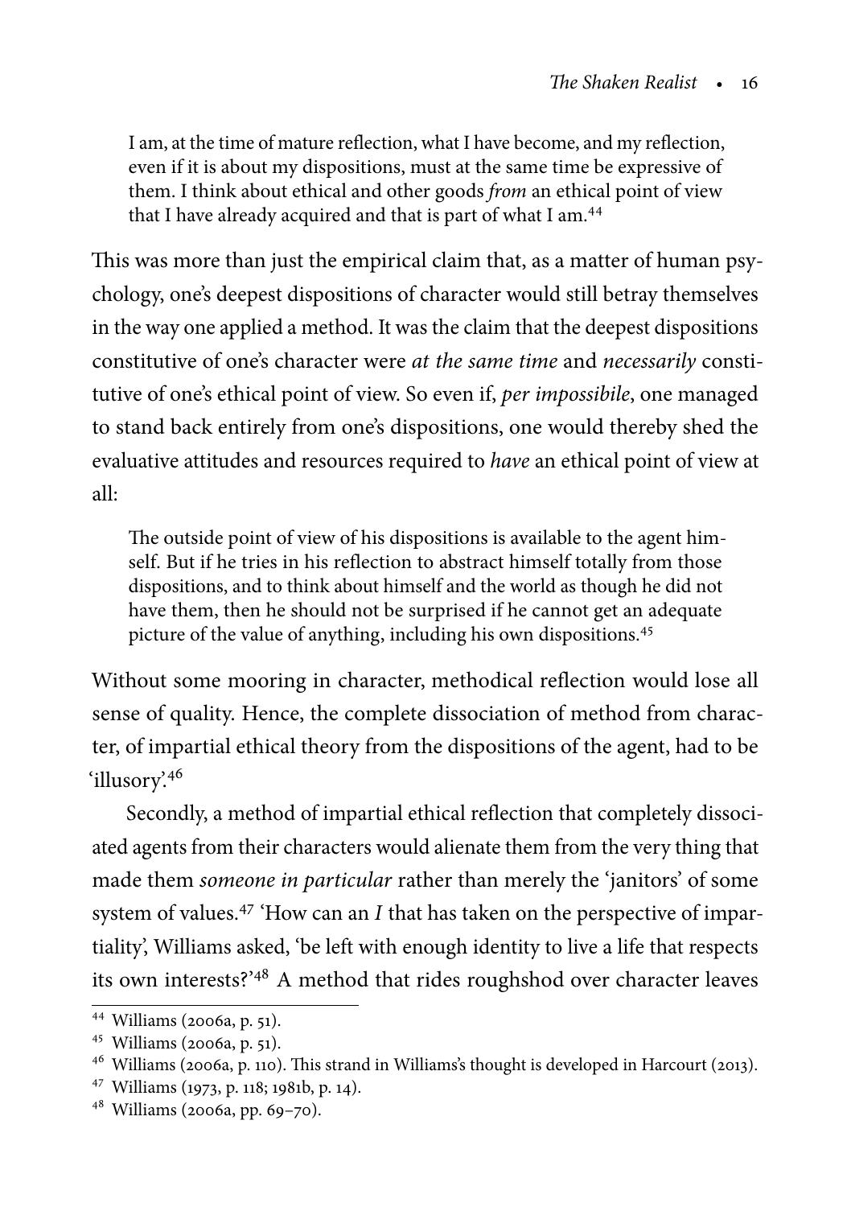> I am, at the time of mature reflection, what I have become, and my reflection, even if it is about my dispositions, must at the same time be expressive of them. I think about ethical and other goods *from* an ethical point of view that I have already acquired and that is part of what I am.[44]

This was more than just the empirical claim that, as a matter of human psychology, one's deepest dispositions of character would still betray themselves in the way one applied a method. It was the claim that the deepest dispositions constitutive of one's character were *at the same time* and *necessarily* constitutive of one's ethical point of view. So even if, *per impossibile*, one managed to stand back entirely from one's dispositions, one would thereby shed the evaluative attitudes and resources required to *have* an ethical point of view at all:

> The outside point of view of his dispositions is available to the agent himself. But if he tries in his reflection to abstract himself totally from those dispositions, and to think about himself and the world as though he did not have them, then he should not be surprised if he cannot get an adequate picture of the value of anything, including his own dispositions.[45]

Without some mooring in character, methodical reflection would lose all sense of quality. Hence, the complete dissociation of method from character, of impartial ethical theory from the dispositions of the agent, had to be 'illusory'.[46]

Secondly, a method of impartial ethical reflection that completely dissociated agents from their characters would alienate them from the very thing that made them *someone in particular* rather than merely the 'janitors' of some system of values.[47] 'How can an *I* that has taken on the perspective of impartiality', Williams asked, 'be left with enough identity to live a life that respects its own interests?'[48] A method that rides roughshod over character leaves

---

[44] Williams (2006a, p. 51).

[45] Williams (2006a, p. 51).

[46] Williams (2006a, p. 110). This strand in Williams's thought is developed in Harcourt (2013).

[47] Williams (1973, p. 118; 1981b, p. 14).

[48] Williams (2006a, pp. 69–70).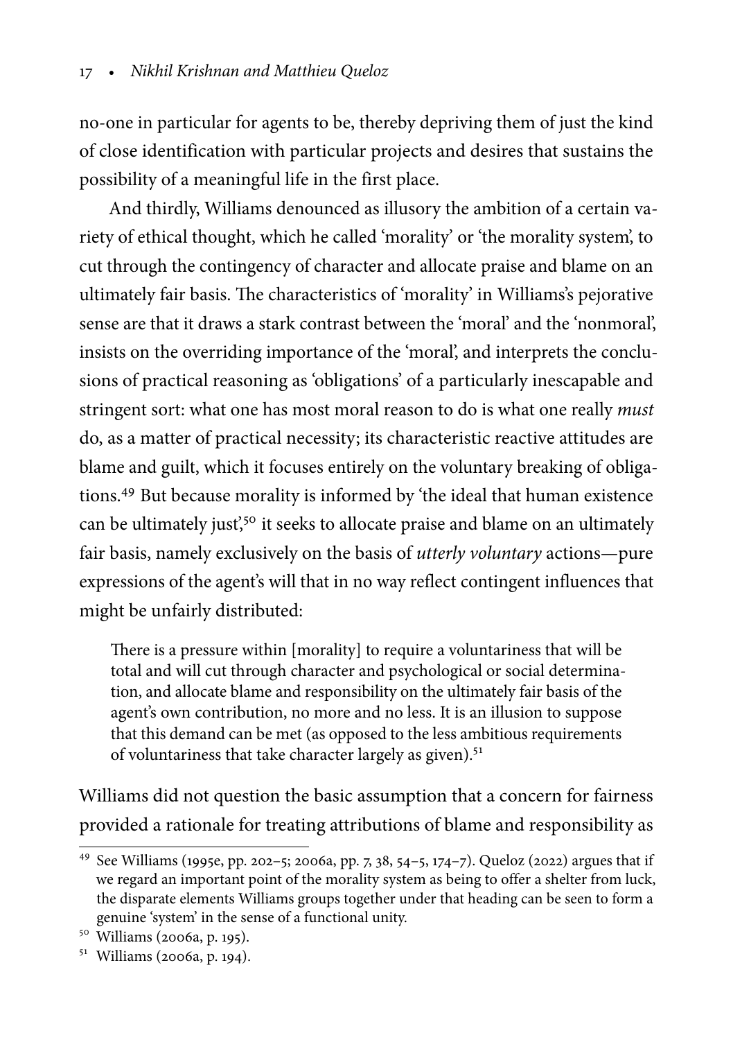no-one in particular for agents to be, thereby depriving them of just the kind of close identification with particular projects and desires that sustains the possibility of a meaningful life in the first place.

And thirdly, Williams denounced as illusory the ambition of a certain variety of ethical thought, which he called 'morality' or 'the morality system', to cut through the contingency of character and allocate praise and blame on an ultimately fair basis. The characteristics of 'morality' in Williams's pejorative sense are that it draws a stark contrast between the 'moral' and the 'nonmoral', insists on the overriding importance of the 'moral', and interprets the conclusions of practical reasoning as 'obligations' of a particularly inescapable and stringent sort: what one has most moral reason to do is what one really *must* do, as a matter of practical necessity; its characteristic reactive attitudes are blame and guilt, which it focuses entirely on the voluntary breaking of obligations.[49] But because morality is informed by 'the ideal that human existence can be ultimately just',[50] it seeks to allocate praise and blame on an ultimately fair basis, namely exclusively on the basis of *utterly voluntary* actions—pure expressions of the agent's will that in no way reflect contingent influences that might be unfairly distributed:

> There is a pressure within [morality] to require a voluntariness that will be total and will cut through character and psychological or social determination, and allocate blame and responsibility on the ultimately fair basis of the agent's own contribution, no more and no less. It is an illusion to suppose that this demand can be met (as opposed to the less ambitious requirements of voluntariness that take character largely as given).[51]

Williams did not question the basic assumption that a concern for fairness provided a rationale for treating attributions of blame and responsibility as

---

[49] See Williams (1995e, pp. 202–5; 2006a, pp. 7, 38, 54–5, 174–7). Queloz (2022) argues that if we regard an important point of the morality system as being to offer a shelter from luck, the disparate elements Williams groups together under that heading can be seen to form a genuine 'system' in the sense of a functional unity.

[50] Williams (2006a, p. 195).

[51] Williams (2006a, p. 194).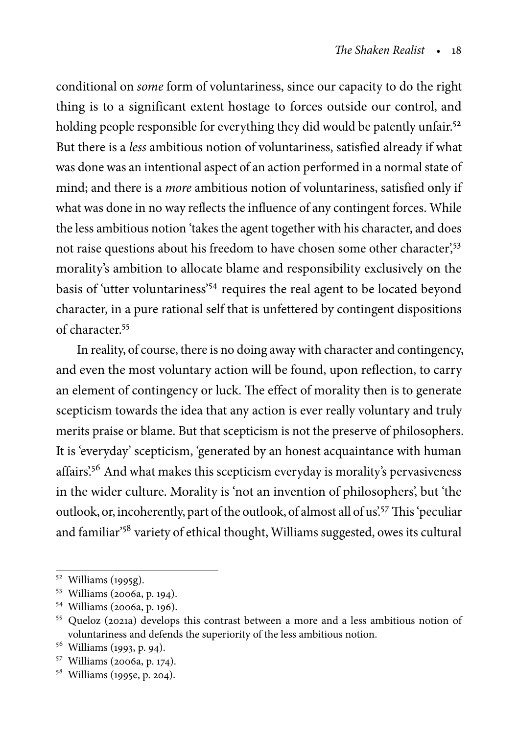conditional on *some* form of voluntariness, since our capacity to do the right thing is to a significant extent hostage to forces outside our control, and holding people responsible for everything they did would be patently unfair.[52] But there is a *less* ambitious notion of voluntariness, satisfied already if what was done was an intentional aspect of an action performed in a normal state of mind; and there is a *more* ambitious notion of voluntariness, satisfied only if what was done in no way reflects the influence of any contingent forces. While the less ambitious notion 'takes the agent together with his character, and does not raise questions about his freedom to have chosen some other character',[53] morality's ambition to allocate blame and responsibility exclusively on the basis of 'utter voluntariness'[54] requires the real agent to be located beyond character, in a pure rational self that is unfettered by contingent dispositions of character.[55]

In reality, of course, there is no doing away with character and contingency, and even the most voluntary action will be found, upon reflection, to carry an element of contingency or luck. The effect of morality then is to generate scepticism towards the idea that any action is ever really voluntary and truly merits praise or blame. But that scepticism is not the preserve of philosophers. It is 'everyday' scepticism, 'generated by an honest acquaintance with human affairs'.[56] And what makes this scepticism everyday is morality's pervasiveness in the wider culture. Morality is 'not an invention of philosophers', but 'the outlook, or, incoherently, part of the outlook, of almost all of us'.[57] This 'peculiar and familiar'[58] variety of ethical thought, Williams suggested, owes its cultural

---

[52] Williams (1995g).

[53] Williams (2006a, p. 194).

[54] Williams (2006a, p. 196).

[55] Queloz (2021a) develops this contrast between a more and a less ambitious notion of voluntariness and defends the superiority of the less ambitious notion.

[56] Williams (1993, p. 94).

[57] Williams (2006a, p. 174).

[58] Williams (1995e, p. 204).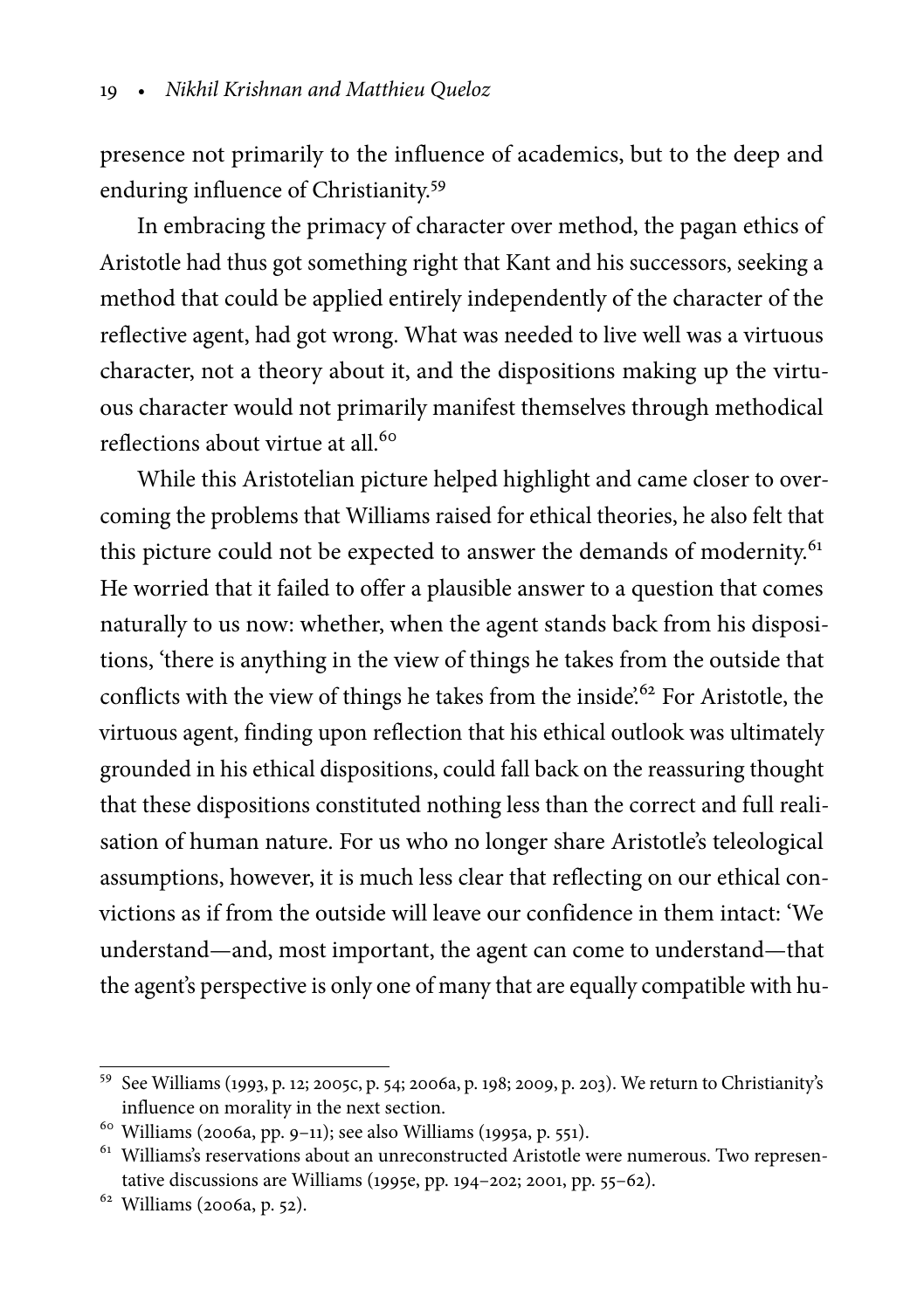presence not primarily to the influence of academics, but to the deep and enduring influence of Christianity.[59]

In embracing the primacy of character over method, the pagan ethics of Aristotle had thus got something right that Kant and his successors, seeking a method that could be applied entirely independently of the character of the reflective agent, had got wrong. What was needed to live well was a virtuous character, not a theory about it, and the dispositions making up the virtuous character would not primarily manifest themselves through methodical reflections about virtue at all.[60]

While this Aristotelian picture helped highlight and came closer to overcoming the problems that Williams raised for ethical theories, he also felt that this picture could not be expected to answer the demands of modernity.[61] He worried that it failed to offer a plausible answer to a question that comes naturally to us now: whether, when the agent stands back from his dispositions, 'there is anything in the view of things he takes from the outside that conflicts with the view of things he takes from the inside'.[62] For Aristotle, the virtuous agent, finding upon reflection that his ethical outlook was ultimately grounded in his ethical dispositions, could fall back on the reassuring thought that these dispositions constituted nothing less than the correct and full realisation of human nature. For us who no longer share Aristotle's teleological assumptions, however, it is much less clear that reflecting on our ethical convictions as if from the outside will leave our confidence in them intact: 'We understand—and, most important, the agent can come to understand—that the agent's perspective is only one of many that are equally compatible with hu-

[59] See Williams (1993, p. 12; 2005c, p. 54; 2006a, p. 198; 2009, p. 203). We return to Christianity's influence on morality in the next section.

[60] Williams (2006a, pp. 9–11); see also Williams (1995a, p. 551).

[61] Williams's reservations about an unreconstructed Aristotle were numerous. Two representative discussions are Williams (1995e, pp. 194–202; 2001, pp. 55–62).

[62] Williams (2006a, p. 52).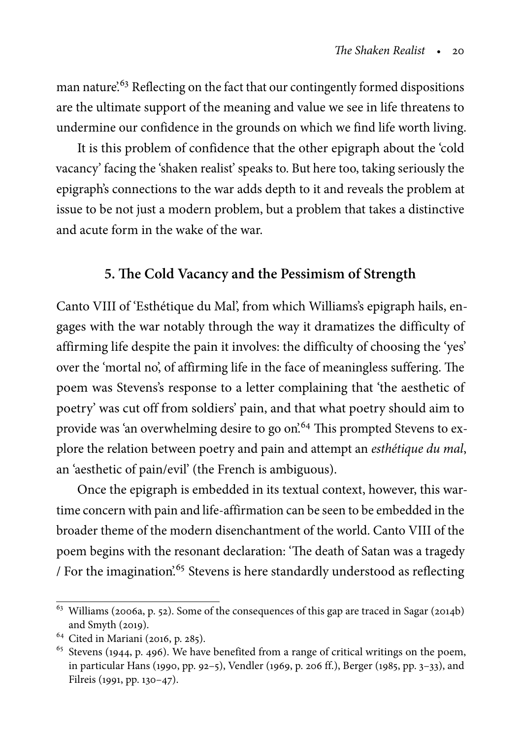man nature'.[63] Reflecting on the fact that our contingently formed dispositions are the ultimate support of the meaning and value we see in life threatens to undermine our confidence in the grounds on which we find life worth living.

It is this problem of confidence that the other epigraph about the 'cold vacancy' facing the 'shaken realist' speaks to. But here too, taking seriously the epigraph's connections to the war adds depth to it and reveals the problem at issue to be not just a modern problem, but a problem that takes a distinctive and acute form in the wake of the war.

## 5. The Cold Vacancy and the Pessimism of Strength

Canto VIII of 'Esthétique du Mal', from which Williams's epigraph hails, engages with the war notably through the way it dramatizes the difficulty of affirming life despite the pain it involves: the difficulty of choosing the 'yes' over the 'mortal no', of affirming life in the face of meaningless suffering. The poem was Stevens's response to a letter complaining that 'the aesthetic of poetry' was cut off from soldiers' pain, and that what poetry should aim to provide was 'an overwhelming desire to go on'.[64] This prompted Stevens to explore the relation between poetry and pain and attempt an *esthétique du mal*, an 'aesthetic of pain/evil' (the French is ambiguous).

Once the epigraph is embedded in its textual context, however, this wartime concern with pain and life-affirmation can be seen to be embedded in the broader theme of the modern disenchantment of the world. Canto VIII of the poem begins with the resonant declaration: 'The death of Satan was a tragedy / For the imagination'.[65] Stevens is here standardly understood as reflecting

---

[63] Williams (2006a, p. 52). Some of the consequences of this gap are traced in Sagar (2014b) and Smyth (2019).

[64] Cited in Mariani (2016, p. 285).

[65] Stevens (1944, p. 496). We have benefited from a range of critical writings on the poem, in particular Hans (1990, pp. 92–5), Vendler (1969, p. 206 ff.), Berger (1985, pp. 3–33), and Filreis (1991, pp. 130–47).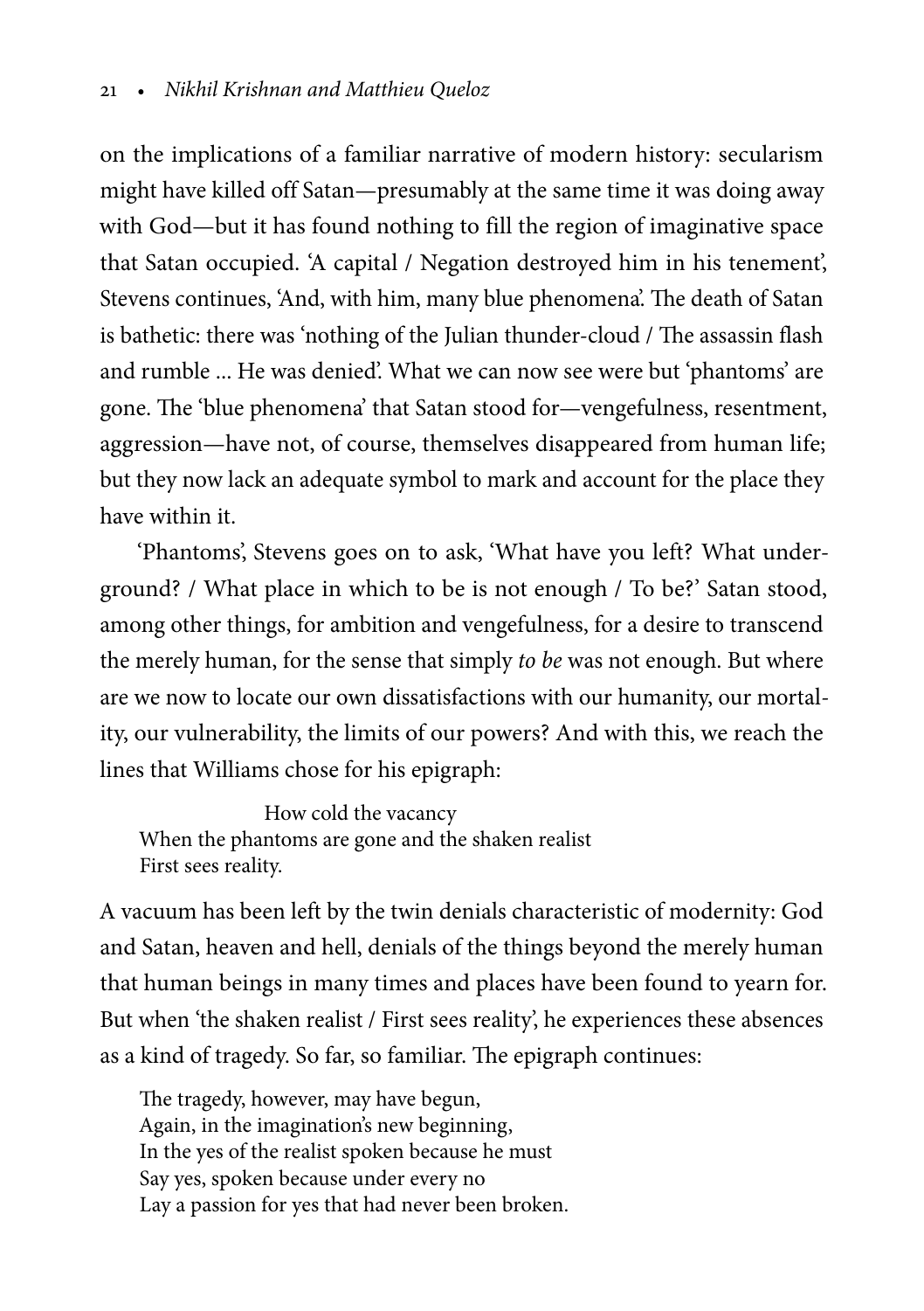on the implications of a familiar narrative of modern history: secularism might have killed off Satan—presumably at the same time it was doing away with God—but it has found nothing to fill the region of imaginative space that Satan occupied. 'A capital / Negation destroyed him in his tenement', Stevens continues, 'And, with him, many blue phenomena'. The death of Satan is bathetic: there was 'nothing of the Julian thunder-cloud / The assassin flash and rumble ... He was denied'. What we can now see were but 'phantoms' are gone. The 'blue phenomena' that Satan stood for—vengefulness, resentment, aggression—have not, of course, themselves disappeared from human life; but they now lack an adequate symbol to mark and account for the place they have within it.

'Phantoms', Stevens goes on to ask, 'What have you left? What underground? / What place in which to be is not enough / To be?' Satan stood, among other things, for ambition and vengefulness, for a desire to transcend the merely human, for the sense that simply *to be* was not enough. But where are we now to locate our own dissatisfactions with our humanity, our mortality, our vulnerability, the limits of our powers? And with this, we reach the lines that Williams chose for his epigraph:

> How cold the vacancy
> When the phantoms are gone and the shaken realist
> First sees reality.

A vacuum has been left by the twin denials characteristic of modernity: God and Satan, heaven and hell, denials of the things beyond the merely human that human beings in many times and places have been found to yearn for. But when 'the shaken realist / First sees reality', he experiences these absences as a kind of tragedy. So far, so familiar. The epigraph continues:

> The tragedy, however, may have begun,
> Again, in the imagination's new beginning,
> In the yes of the realist spoken because he must
> Say yes, spoken because under every no
> Lay a passion for yes that had never been broken.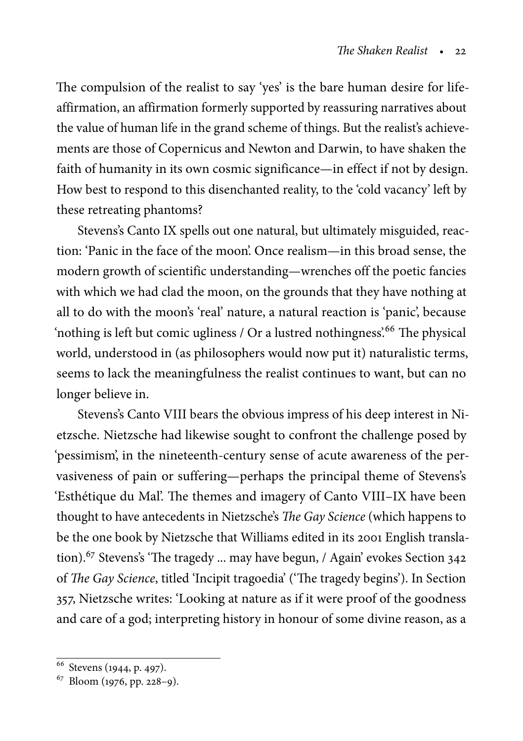The compulsion of the realist to say 'yes' is the bare human desire for life-affirmation, an affirmation formerly supported by reassuring narratives about the value of human life in the grand scheme of things. But the realist's achievements are those of Copernicus and Newton and Darwin, to have shaken the faith of humanity in its own cosmic significance—in effect if not by design. How best to respond to this disenchanted reality, to the 'cold vacancy' left by these retreating phantoms?

Stevens's Canto IX spells out one natural, but ultimately misguided, reaction: 'Panic in the face of the moon'. Once realism—in this broad sense, the modern growth of scientific understanding—wrenches off the poetic fancies with which we had clad the moon, on the grounds that they have nothing at all to do with the moon's 'real' nature, a natural reaction is 'panic', because 'nothing is left but comic ugliness / Or a lustred nothingness'.[66] The physical world, understood in (as philosophers would now put it) naturalistic terms, seems to lack the meaningfulness the realist continues to want, but can no longer believe in.

Stevens's Canto VIII bears the obvious impress of his deep interest in Nietzsche. Nietzsche had likewise sought to confront the challenge posed by 'pessimism', in the nineteenth-century sense of acute awareness of the pervasiveness of pain or suffering—perhaps the principal theme of Stevens's 'Esthétique du Mal'. The themes and imagery of Canto VIII–IX have been thought to have antecedents in Nietzsche's *The Gay Science* (which happens to be the one book by Nietzsche that Williams edited in its 2001 English translation).[67] Stevens's 'The tragedy ... may have begun, / Again' evokes Section 342 of *The Gay Science*, titled 'Incipit tragoedia' ('The tragedy begins'). In Section 357, Nietzsche writes: 'Looking at nature as if it were proof of the goodness and care of a god; interpreting history in honour of some divine reason, as a

---

[66] Stevens (1944, p. 497).

[67] Bloom (1976, pp. 228–9).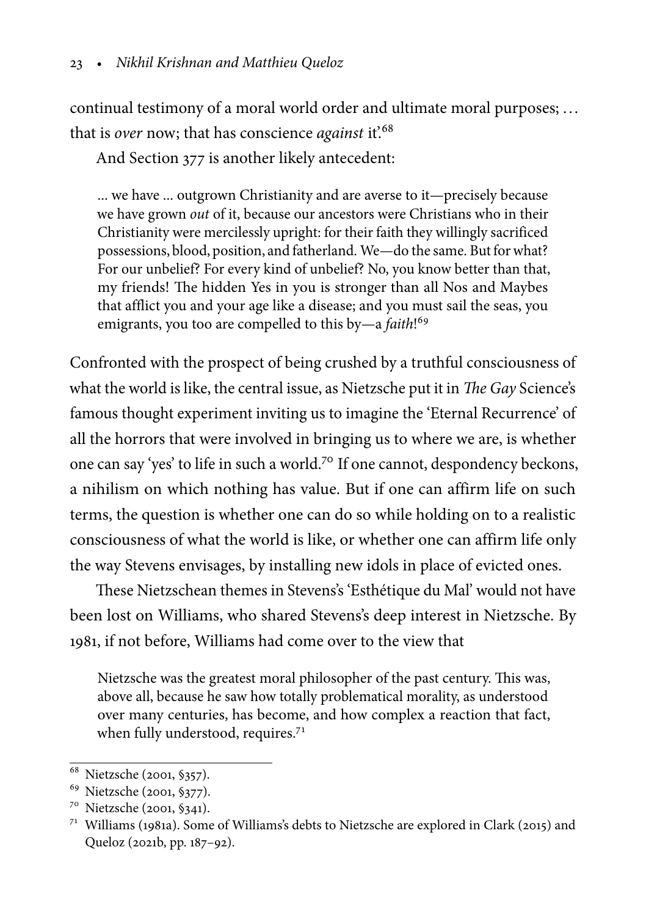continual testimony of a moral world order and ultimate moral purposes; … that is *over* now; that has conscience *against* it'.[68]

And Section 377 is another likely antecedent:

> … we have … outgrown Christianity and are averse to it—precisely because we have grown *out* of it, because our ancestors were Christians who in their Christianity were mercilessly upright: for their faith they willingly sacrificed possessions, blood, position, and fatherland. We—do the same. But for what? For our unbelief? For every kind of unbelief? No, you know better than that, my friends! The hidden Yes in you is stronger than all Nos and Maybes that afflict you and your age like a disease; and you must sail the seas, you emigrants, you too are compelled to this by—a *faith*![69]

Confronted with the prospect of being crushed by a truthful consciousness of what the world is like, the central issue, as Nietzsche put it in *The Gay* Science's famous thought experiment inviting us to imagine the 'Eternal Recurrence' of all the horrors that were involved in bringing us to where we are, is whether one can say 'yes' to life in such a world.[70] If one cannot, despondency beckons, a nihilism on which nothing has value. But if one can affirm life on such terms, the question is whether one can do so while holding on to a realistic consciousness of what the world is like, or whether one can affirm life only the way Stevens envisages, by installing new idols in place of evicted ones.

These Nietzschean themes in Stevens's 'Esthétique du Mal' would not have been lost on Williams, who shared Stevens's deep interest in Nietzsche. By 1981, if not before, Williams had come over to the view that

> Nietzsche was the greatest moral philosopher of the past century. This was, above all, because he saw how totally problematical morality, as understood over many centuries, has become, and how complex a reaction that fact, when fully understood, requires.[71]

---

[68] Nietzsche (2001, §357).

[69] Nietzsche (2001, §377).

[70] Nietzsche (2001, §341).

[71] Williams (1981a). Some of Williams's debts to Nietzsche are explored in Clark (2015) and Queloz (2021b, pp. 187–92).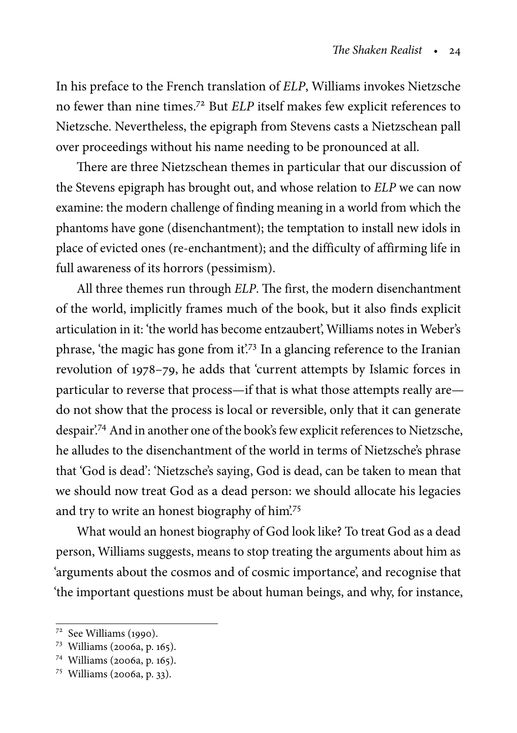In his preface to the French translation of *ELP*, Williams invokes Nietzsche no fewer than nine times.[72] But *ELP* itself makes few explicit references to Nietzsche. Nevertheless, the epigraph from Stevens casts a Nietzschean pall over proceedings without his name needing to be pronounced at all.

There are three Nietzschean themes in particular that our discussion of the Stevens epigraph has brought out, and whose relation to *ELP* we can now examine: the modern challenge of finding meaning in a world from which the phantoms have gone (disenchantment); the temptation to install new idols in place of evicted ones (re-enchantment); and the difficulty of affirming life in full awareness of its horrors (pessimism).

All three themes run through *ELP*. The first, the modern disenchantment of the world, implicitly frames much of the book, but it also finds explicit articulation in it: 'the world has become entzaubert', Williams notes in Weber's phrase, 'the magic has gone from it'.[73] In a glancing reference to the Iranian revolution of 1978–79, he adds that 'current attempts by Islamic forces in particular to reverse that process—if that is what those attempts really are—do not show that the process is local or reversible, only that it can generate despair'.[74] And in another one of the book's few explicit references to Nietzsche, he alludes to the disenchantment of the world in terms of Nietzsche's phrase that 'God is dead': 'Nietzsche's saying, God is dead, can be taken to mean that we should now treat God as a dead person: we should allocate his legacies and try to write an honest biography of him'.[75]

What would an honest biography of God look like? To treat God as a dead person, Williams suggests, means to stop treating the arguments about him as 'arguments about the cosmos and of cosmic importance', and recognise that 'the important questions must be about human beings, and why, for instance,

[72] See Williams (1990).

[73] Williams (2006a, p. 165).

[74] Williams (2006a, p. 165).

[75] Williams (2006a, p. 33).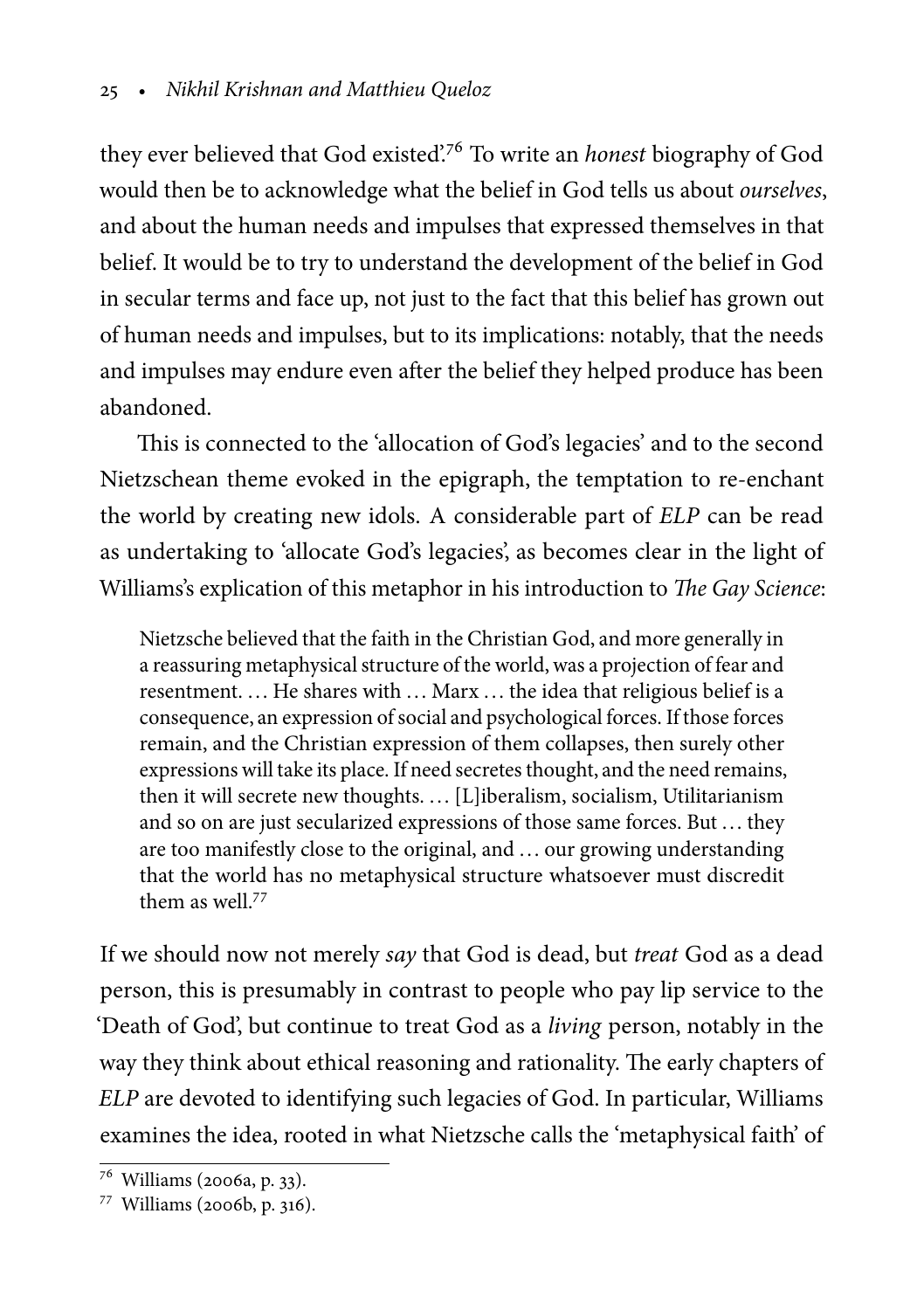they ever believed that God existed'.[76] To write an *honest* biography of God would then be to acknowledge what the belief in God tells us about *ourselves*, and about the human needs and impulses that expressed themselves in that belief. It would be to try to understand the development of the belief in God in secular terms and face up, not just to the fact that this belief has grown out of human needs and impulses, but to its implications: notably, that the needs and impulses may endure even after the belief they helped produce has been abandoned.

This is connected to the 'allocation of God's legacies' and to the second Nietzschean theme evoked in the epigraph, the temptation to re-enchant the world by creating new idols. A considerable part of *ELP* can be read as undertaking to 'allocate God's legacies', as becomes clear in the light of Williams's explication of this metaphor in his introduction to *The Gay Science*:

> Nietzsche believed that the faith in the Christian God, and more generally in a reassuring metaphysical structure of the world, was a projection of fear and resentment. … He shares with … Marx … the idea that religious belief is a consequence, an expression of social and psychological forces. If those forces remain, and the Christian expression of them collapses, then surely other expressions will take its place. If need secretes thought, and the need remains, then it will secrete new thoughts. … [L]iberalism, socialism, Utilitarianism and so on are just secularized expressions of those same forces. But … they are too manifestly close to the original, and … our growing understanding that the world has no metaphysical structure whatsoever must discredit them as well.[77]

If we should now not merely *say* that God is dead, but *treat* God as a dead person, this is presumably in contrast to people who pay lip service to the 'Death of God', but continue to treat God as a *living* person, notably in the way they think about ethical reasoning and rationality. The early chapters of *ELP* are devoted to identifying such legacies of God. In particular, Williams examines the idea, rooted in what Nietzsche calls the 'metaphysical faith' of

---

[76] Williams (2006a, p. 33).

[77] Williams (2006b, p. 316).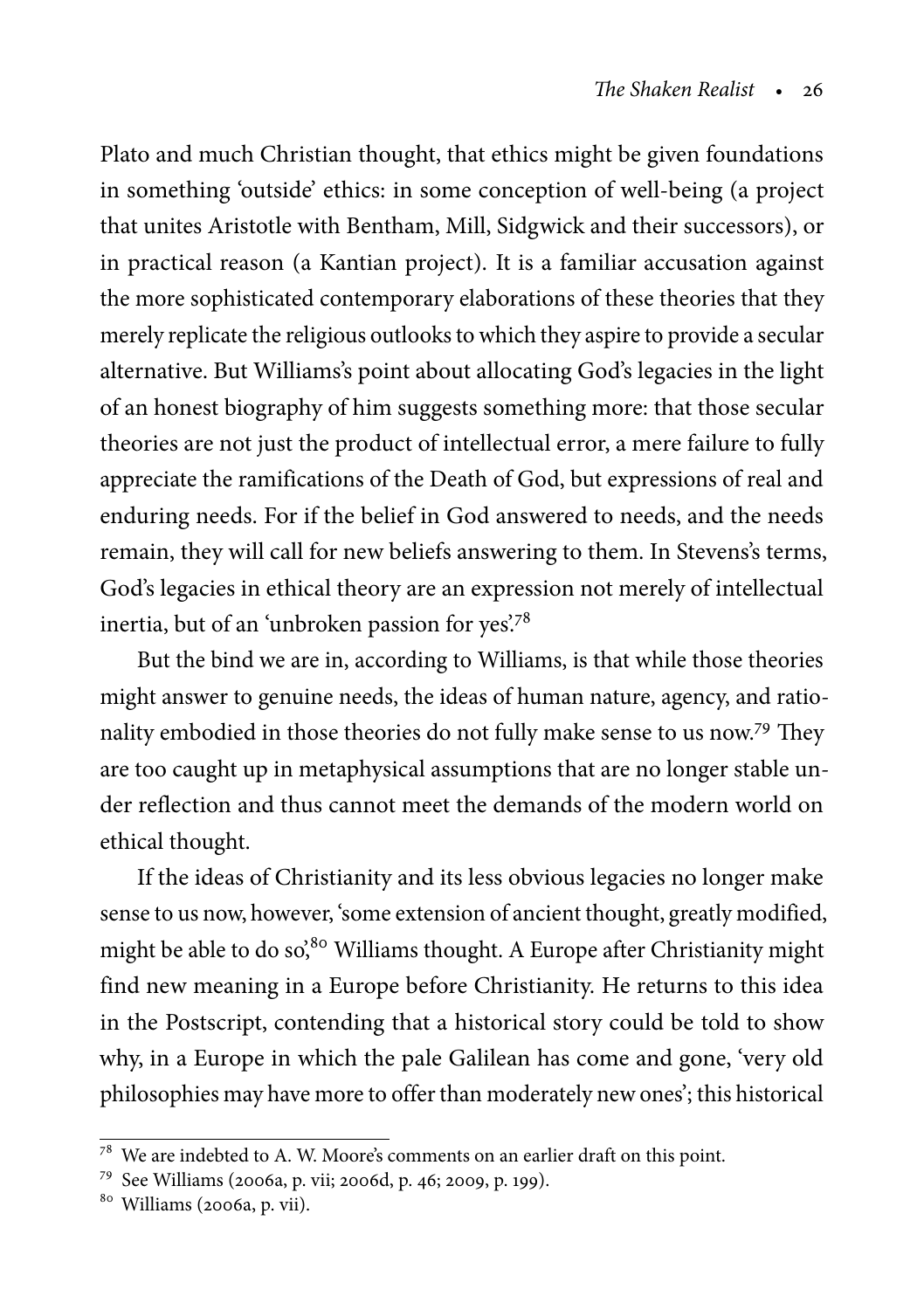Plato and much Christian thought, that ethics might be given foundations in something 'outside' ethics: in some conception of well-being (a project that unites Aristotle with Bentham, Mill, Sidgwick and their successors), or in practical reason (a Kantian project). It is a familiar accusation against the more sophisticated contemporary elaborations of these theories that they merely replicate the religious outlooks to which they aspire to provide a secular alternative. But Williams's point about allocating God's legacies in the light of an honest biography of him suggests something more: that those secular theories are not just the product of intellectual error, a mere failure to fully appreciate the ramifications of the Death of God, but expressions of real and enduring needs. For if the belief in God answered to needs, and the needs remain, they will call for new beliefs answering to them. In Stevens's terms, God's legacies in ethical theory are an expression not merely of intellectual inertia, but of an 'unbroken passion for yes'.[78]

But the bind we are in, according to Williams, is that while those theories might answer to genuine needs, the ideas of human nature, agency, and rationality embodied in those theories do not fully make sense to us now.[79] They are too caught up in metaphysical assumptions that are no longer stable under reflection and thus cannot meet the demands of the modern world on ethical thought.

If the ideas of Christianity and its less obvious legacies no longer make sense to us now, however, 'some extension of ancient thought, greatly modified, might be able to do so',[80] Williams thought. A Europe after Christianity might find new meaning in a Europe before Christianity. He returns to this idea in the Postscript, contending that a historical story could be told to show why, in a Europe in which the pale Galilean has come and gone, 'very old philosophies may have more to offer than moderately new ones'; this historical

---

[78] We are indebted to A. W. Moore's comments on an earlier draft on this point.

[79] See Williams (2006a, p. vii; 2006d, p. 46; 2009, p. 199).

[80] Williams (2006a, p. vii).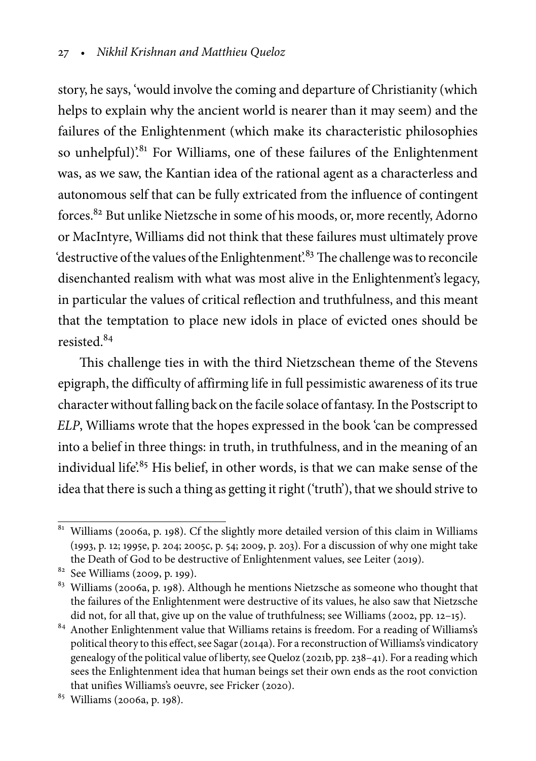story, he says, 'would involve the coming and departure of Christianity (which helps to explain why the ancient world is nearer than it may seem) and the failures of the Enlightenment (which make its characteristic philosophies so unhelpful)'.[81] For Williams, one of these failures of the Enlightenment was, as we saw, the Kantian idea of the rational agent as a characterless and autonomous self that can be fully extricated from the influence of contingent forces.[82] But unlike Nietzsche in some of his moods, or, more recently, Adorno or MacIntyre, Williams did not think that these failures must ultimately prove 'destructive of the values of the Enlightenment'.[83] The challenge was to reconcile disenchanted realism with what was most alive in the Enlightenment's legacy, in particular the values of critical reflection and truthfulness, and this meant that the temptation to place new idols in place of evicted ones should be resisted.[84]

This challenge ties in with the third Nietzschean theme of the Stevens epigraph, the difficulty of affirming life in full pessimistic awareness of its true character without falling back on the facile solace of fantasy. In the Postscript to *ELP*, Williams wrote that the hopes expressed in the book 'can be compressed into a belief in three things: in truth, in truthfulness, and in the meaning of an individual life'.[85] His belief, in other words, is that we can make sense of the idea that there is such a thing as getting it right ('truth'), that we should strive to

---

[81] Williams (2006a, p. 198). Cf the slightly more detailed version of this claim in Williams (1993, p. 12; 1995e, p. 204; 2005c, p. 54; 2009, p. 203). For a discussion of why one might take the Death of God to be destructive of Enlightenment values, see Leiter (2019).

[82] See Williams (2009, p. 199).

[83] Williams (2006a, p. 198). Although he mentions Nietzsche as someone who thought that the failures of the Enlightenment were destructive of its values, he also saw that Nietzsche did not, for all that, give up on the value of truthfulness; see Williams (2002, pp. 12–15).

[84] Another Enlightenment value that Williams retains is freedom. For a reading of Williams's political theory to this effect, see Sagar (2014a). For a reconstruction of Williams's vindicatory genealogy of the political value of liberty, see Queloz (2021b, pp. 238–41). For a reading which sees the Enlightenment idea that human beings set their own ends as the root conviction that unifies Williams's oeuvre, see Fricker (2020).

[85] Williams (2006a, p. 198).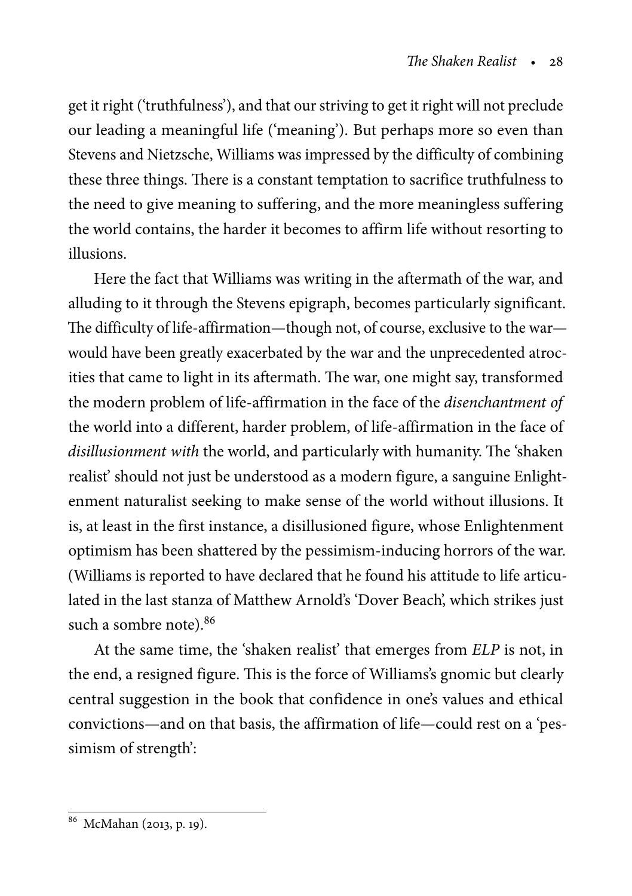get it right ('truthfulness'), and that our striving to get it right will not preclude our leading a meaningful life ('meaning'). But perhaps more so even than Stevens and Nietzsche, Williams was impressed by the difficulty of combining these three things. There is a constant temptation to sacrifice truthfulness to the need to give meaning to suffering, and the more meaningless suffering the world contains, the harder it becomes to affirm life without resorting to illusions.

Here the fact that Williams was writing in the aftermath of the war, and alluding to it through the Stevens epigraph, becomes particularly significant. The difficulty of life-affirmation—though not, of course, exclusive to the war—would have been greatly exacerbated by the war and the unprecedented atrocities that came to light in its aftermath. The war, one might say, transformed the modern problem of life-affirmation in the face of the *disenchantment of* the world into a different, harder problem, of life-affirmation in the face of *disillusionment with* the world, and particularly with humanity. The 'shaken realist' should not just be understood as a modern figure, a sanguine Enlightenment naturalist seeking to make sense of the world without illusions. It is, at least in the first instance, a disillusioned figure, whose Enlightenment optimism has been shattered by the pessimism-inducing horrors of the war. (Williams is reported to have declared that he found his attitude to life articulated in the last stanza of Matthew Arnold's 'Dover Beach', which strikes just such a sombre note).[86]

At the same time, the 'shaken realist' that emerges from *ELP* is not, in the end, a resigned figure. This is the force of Williams's gnomic but clearly central suggestion in the book that confidence in one's values and ethical convictions—and on that basis, the affirmation of life—could rest on a 'pessimism of strength':

---

[86] McMahan (2013, p. 19).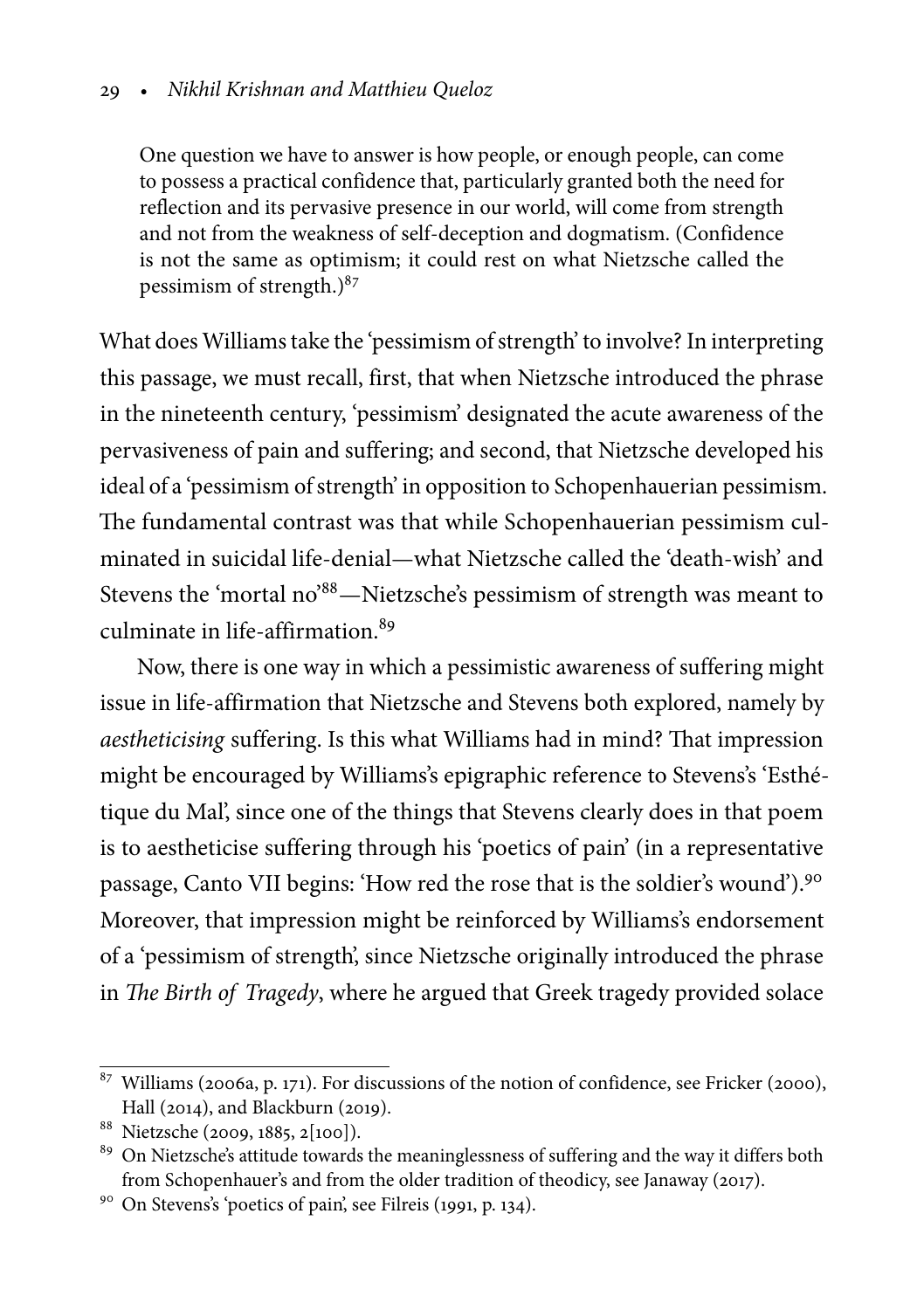> One question we have to answer is how people, or enough people, can come to possess a practical confidence that, particularly granted both the need for reflection and its pervasive presence in our world, will come from strength and not from the weakness of self-deception and dogmatism. (Confidence is not the same as optimism; it could rest on what Nietzsche called the pessimism of strength.)[87]

What does Williams take the 'pessimism of strength' to involve? In interpreting this passage, we must recall, first, that when Nietzsche introduced the phrase in the nineteenth century, 'pessimism' designated the acute awareness of the pervasiveness of pain and suffering; and second, that Nietzsche developed his ideal of a 'pessimism of strength' in opposition to Schopenhauerian pessimism. The fundamental contrast was that while Schopenhauerian pessimism culminated in suicidal life-denial—what Nietzsche called the 'death-wish' and Stevens the 'mortal no'[88]—Nietzsche's pessimism of strength was meant to culminate in life-affirmation.[89]

Now, there is one way in which a pessimistic awareness of suffering might issue in life-affirmation that Nietzsche and Stevens both explored, namely by *aestheticising* suffering. Is this what Williams had in mind? That impression might be encouraged by Williams's epigraphic reference to Stevens's 'Esthétique du Mal', since one of the things that Stevens clearly does in that poem is to aestheticise suffering through his 'poetics of pain' (in a representative passage, Canto VII begins: 'How red the rose that is the soldier's wound').[90] Moreover, that impression might be reinforced by Williams's endorsement of a 'pessimism of strength', since Nietzsche originally introduced the phrase in *The Birth of Tragedy*, where he argued that Greek tragedy provided solace

---

[87] Williams (2006a, p. 171). For discussions of the notion of confidence, see Fricker (2000), Hall (2014), and Blackburn (2019).

[88] Nietzsche (2009, 1885, 2[100]).

[89] On Nietzsche's attitude towards the meaninglessness of suffering and the way it differs both from Schopenhauer's and from the older tradition of theodicy, see Janaway (2017).

[90] On Stevens's 'poetics of pain', see Filreis (1991, p. 134).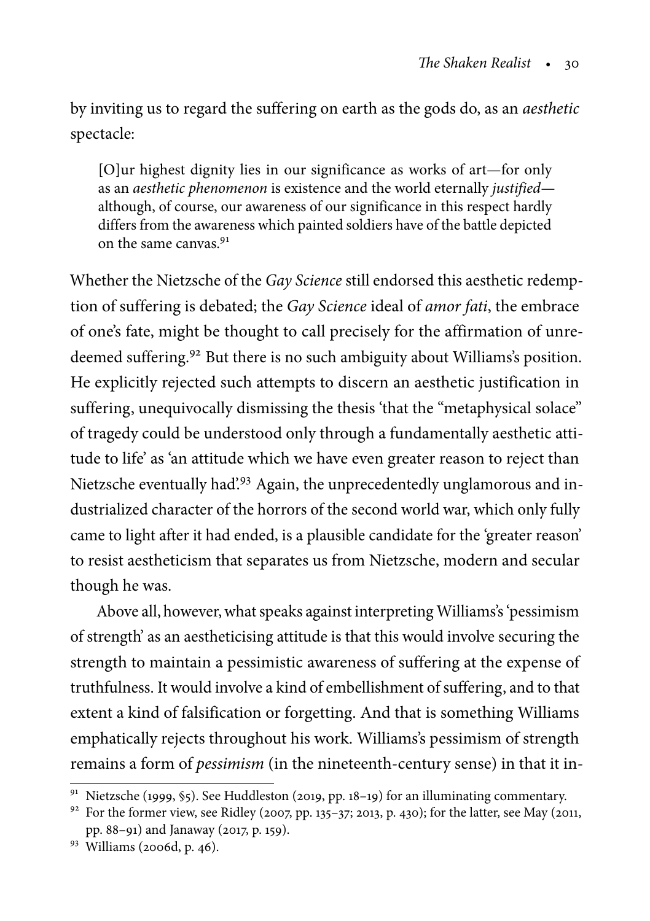by inviting us to regard the suffering on earth as the gods do, as an *aesthetic* spectacle:

> [O]ur highest dignity lies in our significance as works of art—for only as an *aesthetic phenomenon* is existence and the world eternally *justified*—although, of course, our awareness of our significance in this respect hardly differs from the awareness which painted soldiers have of the battle depicted on the same canvas.[91]

Whether the Nietzsche of the *Gay Science* still endorsed this aesthetic redemption of suffering is debated; the *Gay Science* ideal of *amor fati*, the embrace of one's fate, might be thought to call precisely for the affirmation of unredeemed suffering.[92] But there is no such ambiguity about Williams's position. He explicitly rejected such attempts to discern an aesthetic justification in suffering, unequivocally dismissing the thesis 'that the "metaphysical solace" of tragedy could be understood only through a fundamentally aesthetic attitude to life' as 'an attitude which we have even greater reason to reject than Nietzsche eventually had'.[93] Again, the unprecedentedly unglamorous and industrialized character of the horrors of the second world war, which only fully came to light after it had ended, is a plausible candidate for the 'greater reason' to resist aestheticism that separates us from Nietzsche, modern and secular though he was.

Above all, however, what speaks against interpreting Williams's 'pessimism of strength' as an aestheticising attitude is that this would involve securing the strength to maintain a pessimistic awareness of suffering at the expense of truthfulness. It would involve a kind of embellishment of suffering, and to that extent a kind of falsification or forgetting. And that is something Williams emphatically rejects throughout his work. Williams's pessimism of strength remains a form of *pessimism* (in the nineteenth-century sense) in that it in-

---

[91] Nietzsche (1999, §5). See Huddleston (2019, pp. 18–19) for an illuminating commentary.

[92] For the former view, see Ridley (2007, pp. 135–37; 2013, p. 430); for the latter, see May (2011, pp. 88–91) and Janaway (2017, p. 159).

[93] Williams (2006d, p. 46).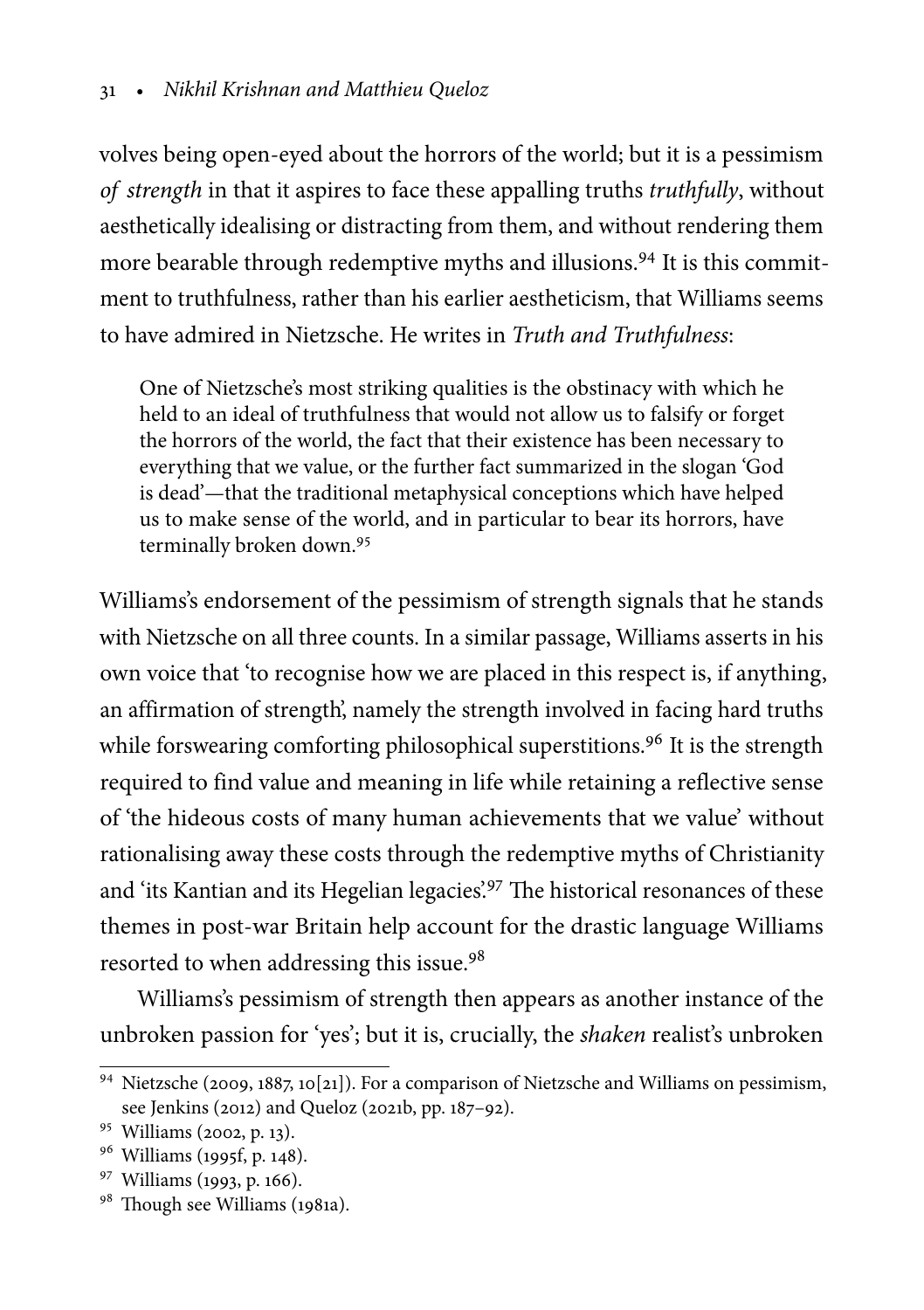volves being open-eyed about the horrors of the world; but it is a pessimism *of strength* in that it aspires to face these appalling truths *truthfully*, without aesthetically idealising or distracting from them, and without rendering them more bearable through redemptive myths and illusions.[94] It is this commitment to truthfulness, rather than his earlier aestheticism, that Williams seems to have admired in Nietzsche. He writes in *Truth and Truthfulness*:

> One of Nietzsche's most striking qualities is the obstinacy with which he held to an ideal of truthfulness that would not allow us to falsify or forget the horrors of the world, the fact that their existence has been necessary to everything that we value, or the further fact summarized in the slogan 'God is dead'—that the traditional metaphysical conceptions which have helped us to make sense of the world, and in particular to bear its horrors, have terminally broken down.[95]

Williams's endorsement of the pessimism of strength signals that he stands with Nietzsche on all three counts. In a similar passage, Williams asserts in his own voice that 'to recognise how we are placed in this respect is, if anything, an affirmation of strength', namely the strength involved in facing hard truths while forswearing comforting philosophical superstitions.[96] It is the strength required to find value and meaning in life while retaining a reflective sense of 'the hideous costs of many human achievements that we value' without rationalising away these costs through the redemptive myths of Christianity and 'its Kantian and its Hegelian legacies'.[97] The historical resonances of these themes in post-war Britain help account for the drastic language Williams resorted to when addressing this issue.[98]

Williams's pessimism of strength then appears as another instance of the unbroken passion for 'yes'; but it is, crucially, the *shaken* realist's unbroken

---

[94] Nietzsche (2009, 1887, 10[21]). For a comparison of Nietzsche and Williams on pessimism, see Jenkins (2012) and Queloz (2021b, pp. 187–92).

[95] Williams (2002, p. 13).

[96] Williams (1995f, p. 148).

[97] Williams (1993, p. 166).

[98] Though see Williams (1981a).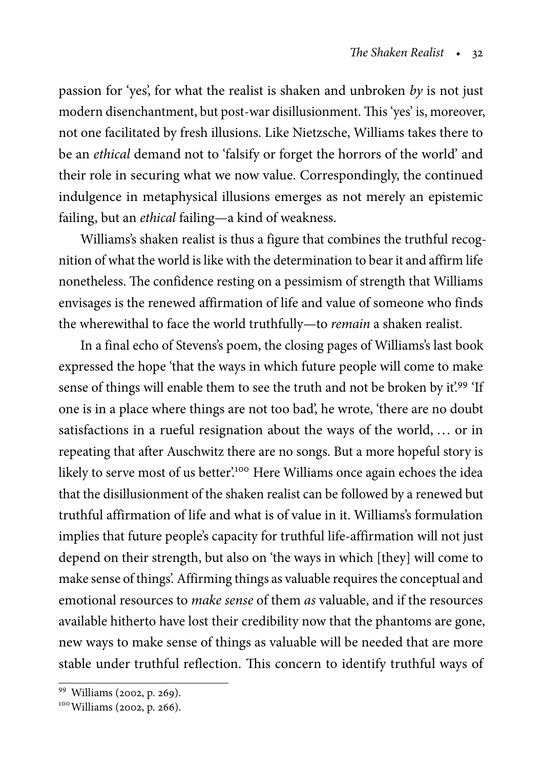passion for 'yes', for what the realist is shaken and unbroken *by* is not just modern disenchantment, but post-war disillusionment. This 'yes' is, moreover, not one facilitated by fresh illusions. Like Nietzsche, Williams takes there to be an *ethical* demand not to 'falsify or forget the horrors of the world' and their role in securing what we now value. Correspondingly, the continued indulgence in metaphysical illusions emerges as not merely an epistemic failing, but an *ethical* failing—a kind of weakness.

Williams's shaken realist is thus a figure that combines the truthful recognition of what the world is like with the determination to bear it and affirm life nonetheless. The confidence resting on a pessimism of strength that Williams envisages is the renewed affirmation of life and value of someone who finds the wherewithal to face the world truthfully—to *remain* a shaken realist.

In a final echo of Stevens's poem, the closing pages of Williams's last book expressed the hope 'that the ways in which future people will come to make sense of things will enable them to see the truth and not be broken by it'.[99] 'If one is in a place where things are not too bad', he wrote, 'there are no doubt satisfactions in a rueful resignation about the ways of the world, … or in repeating that after Auschwitz there are no songs. But a more hopeful story is likely to serve most of us better'.[100] Here Williams once again echoes the idea that the disillusionment of the shaken realist can be followed by a renewed but truthful affirmation of life and what is of value in it. Williams's formulation implies that future people's capacity for truthful life-affirmation will not just depend on their strength, but also on 'the ways in which [they] will come to make sense of things'. Affirming things as valuable requires the conceptual and emotional resources to *make sense* of them *as* valuable, and if the resources available hitherto have lost their credibility now that the phantoms are gone, new ways to make sense of things as valuable will be needed that are more stable under truthful reflection. This concern to identify truthful ways of

[99] Williams (2002, p. 269).

[100] Williams (2002, p. 266).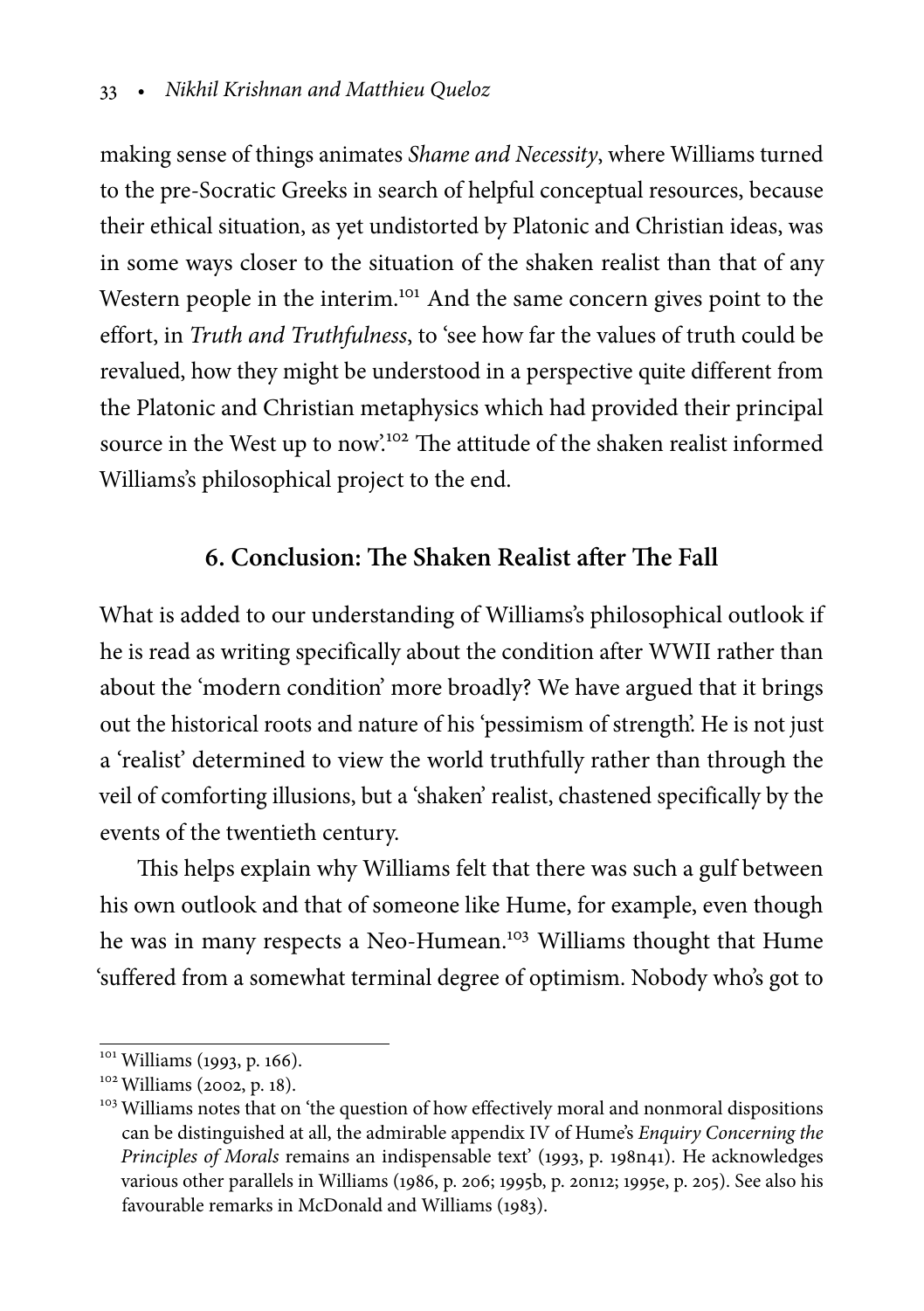making sense of things animates *Shame and Necessity*, where Williams turned to the pre-Socratic Greeks in search of helpful conceptual resources, because their ethical situation, as yet undistorted by Platonic and Christian ideas, was in some ways closer to the situation of the shaken realist than that of any Western people in the interim.[101] And the same concern gives point to the effort, in *Truth and Truthfulness*, to 'see how far the values of truth could be revalued, how they might be understood in a perspective quite different from the Platonic and Christian metaphysics which had provided their principal source in the West up to now'.[102] The attitude of the shaken realist informed Williams's philosophical project to the end.

## 6. Conclusion: The Shaken Realist after The Fall

What is added to our understanding of Williams's philosophical outlook if he is read as writing specifically about the condition after WWII rather than about the 'modern condition' more broadly? We have argued that it brings out the historical roots and nature of his 'pessimism of strength'. He is not just a 'realist' determined to view the world truthfully rather than through the veil of comforting illusions, but a 'shaken' realist, chastened specifically by the events of the twentieth century.

This helps explain why Williams felt that there was such a gulf between his own outlook and that of someone like Hume, for example, even though he was in many respects a Neo-Humean.[103] Williams thought that Hume 'suffered from a somewhat terminal degree of optimism. Nobody who's got to

---

[101] Williams (1993, p. 166).

[102] Williams (2002, p. 18).

[103] Williams notes that on 'the question of how effectively moral and nonmoral dispositions can be distinguished at all, the admirable appendix IV of Hume's *Enquiry Concerning the Principles of Morals* remains an indispensable text' (1993, p. 198n41). He acknowledges various other parallels in Williams (1986, p. 206; 1995b, p. 20n12; 1995e, p. 205). See also his favourable remarks in McDonald and Williams (1983).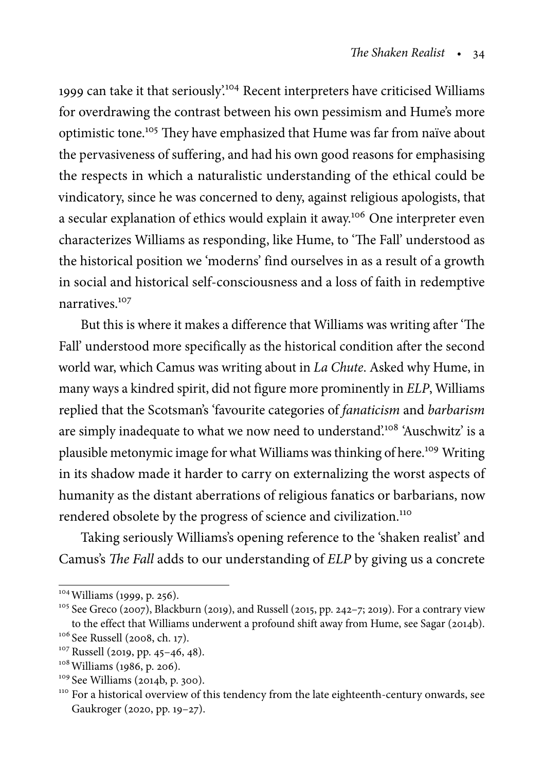1999 can take it that seriously'.[104] Recent interpreters have criticised Williams for overdrawing the contrast between his own pessimism and Hume's more optimistic tone.[105] They have emphasized that Hume was far from naïve about the pervasiveness of suffering, and had his own good reasons for emphasising the respects in which a naturalistic understanding of the ethical could be vindicatory, since he was concerned to deny, against religious apologists, that a secular explanation of ethics would explain it away.[106] One interpreter even characterizes Williams as responding, like Hume, to 'The Fall' understood as the historical position we 'moderns' find ourselves in as a result of a growth in social and historical self-consciousness and a loss of faith in redemptive narratives.[107]

But this is where it makes a difference that Williams was writing after 'The Fall' understood more specifically as the historical condition after the second world war, which Camus was writing about in *La Chute*. Asked why Hume, in many ways a kindred spirit, did not figure more prominently in *ELP*, Williams replied that the Scotsman's 'favourite categories of *fanaticism* and *barbarism* are simply inadequate to what we now need to understand'.[108] 'Auschwitz' is a plausible metonymic image for what Williams was thinking of here.[109] Writing in its shadow made it harder to carry on externalizing the worst aspects of humanity as the distant aberrations of religious fanatics or barbarians, now rendered obsolete by the progress of science and civilization.[110]

Taking seriously Williams's opening reference to the 'shaken realist' and Camus's *The Fall* adds to our understanding of *ELP* by giving us a concrete

---

[104] Williams (1999, p. 256).

[105] See Greco (2007), Blackburn (2019), and Russell (2015, pp. 242–7; 2019). For a contrary view to the effect that Williams underwent a profound shift away from Hume, see Sagar (2014b).

[106] See Russell (2008, ch. 17).

[107] Russell (2019, pp. 45–46, 48).

[108] Williams (1986, p. 206).

[109] See Williams (2014b, p. 300).

[110] For a historical overview of this tendency from the late eighteenth-century onwards, see Gaukroger (2020, pp. 19–27).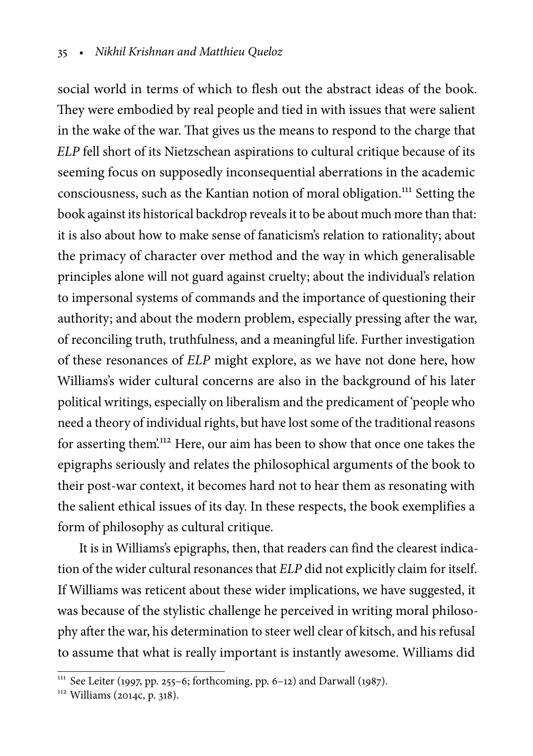social world in terms of which to flesh out the abstract ideas of the book. They were embodied by real people and tied in with issues that were salient in the wake of the war. That gives us the means to respond to the charge that *ELP* fell short of its Nietzschean aspirations to cultural critique because of its seeming focus on supposedly inconsequential aberrations in the academic consciousness, such as the Kantian notion of moral obligation.[111] Setting the book against its historical backdrop reveals it to be about much more than that: it is also about how to make sense of fanaticism's relation to rationality; about the primacy of character over method and the way in which generalisable principles alone will not guard against cruelty; about the individual's relation to impersonal systems of commands and the importance of questioning their authority; and about the modern problem, especially pressing after the war, of reconciling truth, truthfulness, and a meaningful life. Further investigation of these resonances of *ELP* might explore, as we have not done here, how Williams's wider cultural concerns are also in the background of his later political writings, especially on liberalism and the predicament of 'people who need a theory of individual rights, but have lost some of the traditional reasons for asserting them'.[112] Here, our aim has been to show that once one takes the epigraphs seriously and relates the philosophical arguments of the book to their post-war context, it becomes hard not to hear them as resonating with the salient ethical issues of its day. In these respects, the book exemplifies a form of philosophy as cultural critique.

It is in Williams's epigraphs, then, that readers can find the clearest indication of the wider cultural resonances that *ELP* did not explicitly claim for itself. If Williams was reticent about these wider implications, we have suggested, it was because of the stylistic challenge he perceived in writing moral philosophy after the war, his determination to steer well clear of kitsch, and his refusal to assume that what is really important is instantly awesome. Williams did

[111] See Leiter (1997, pp. 255–6; forthcoming, pp. 6–12) and Darwall (1987).

[112] Williams (2014c, p. 318).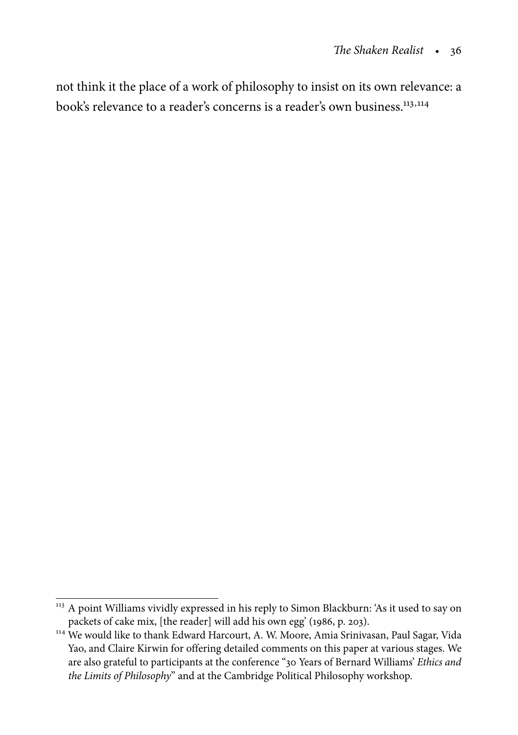not think it the place of a work of philosophy to insist on its own relevance: a book's relevance to a reader's concerns is a reader's own business.[113,114]

---

[113] A point Williams vividly expressed in his reply to Simon Blackburn: 'As it used to say on packets of cake mix, [the reader] will add his own egg' (1986, p. 203).

[114] We would like to thank Edward Harcourt, A. W. Moore, Amia Srinivasan, Paul Sagar, Vida Yao, and Claire Kirwin for offering detailed comments on this paper at various stages. We are also grateful to participants at the conference "30 Years of Bernard Williams' *Ethics and the Limits of Philosophy*" and at the Cambridge Political Philosophy workshop.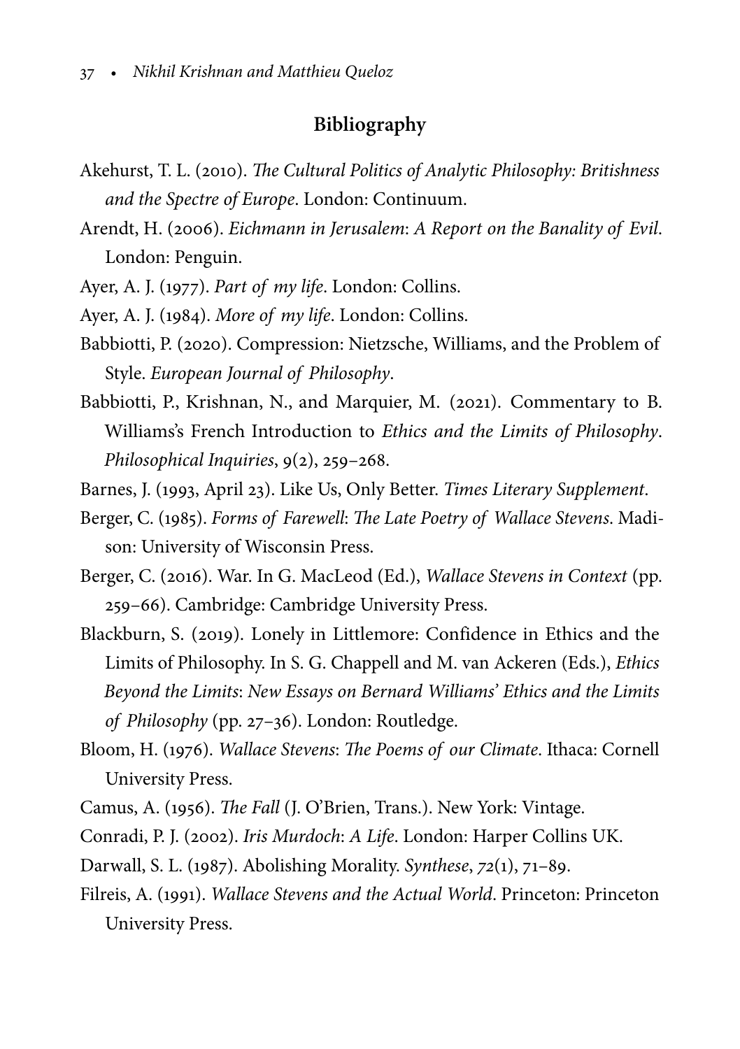## Bibliography

Akehurst, T. L. (2010). *The Cultural Politics of Analytic Philosophy: Britishness and the Spectre of Europe*. London: Continuum.

Arendt, H. (2006). *Eichmann in Jerusalem: A Report on the Banality of Evil*. London: Penguin.

Ayer, A. J. (1977). *Part of my life*. London: Collins.

Ayer, A. J. (1984). *More of my life*. London: Collins.

Babbiotti, P. (2020). Compression: Nietzsche, Williams, and the Problem of Style. *European Journal of Philosophy*.

Babbiotti, P., Krishnan, N., and Marquier, M. (2021). Commentary to B. Williams's French Introduction to *Ethics and the Limits of Philosophy*. *Philosophical Inquiries*, 9(2), 259–268.

Barnes, J. (1993, April 23). Like Us, Only Better. *Times Literary Supplement*.

Berger, C. (1985). *Forms of Farewell: The Late Poetry of Wallace Stevens*. Madison: University of Wisconsin Press.

Berger, C. (2016). War. In G. MacLeod (Ed.), *Wallace Stevens in Context* (pp. 259–66). Cambridge: Cambridge University Press.

Blackburn, S. (2019). Lonely in Littlemore: Confidence in Ethics and the Limits of Philosophy. In S. G. Chappell and M. van Ackeren (Eds.), *Ethics Beyond the Limits: New Essays on Bernard Williams' Ethics and the Limits of Philosophy* (pp. 27–36). London: Routledge.

Bloom, H. (1976). *Wallace Stevens: The Poems of our Climate*. Ithaca: Cornell University Press.

Camus, A. (1956). *The Fall* (J. O'Brien, Trans.). New York: Vintage.

Conradi, P. J. (2002). *Iris Murdoch: A Life*. London: Harper Collins UK.

Darwall, S. L. (1987). Abolishing Morality. *Synthese*, *72*(1), 71–89.

Filreis, A. (1991). *Wallace Stevens and the Actual World*. Princeton: Princeton University Press.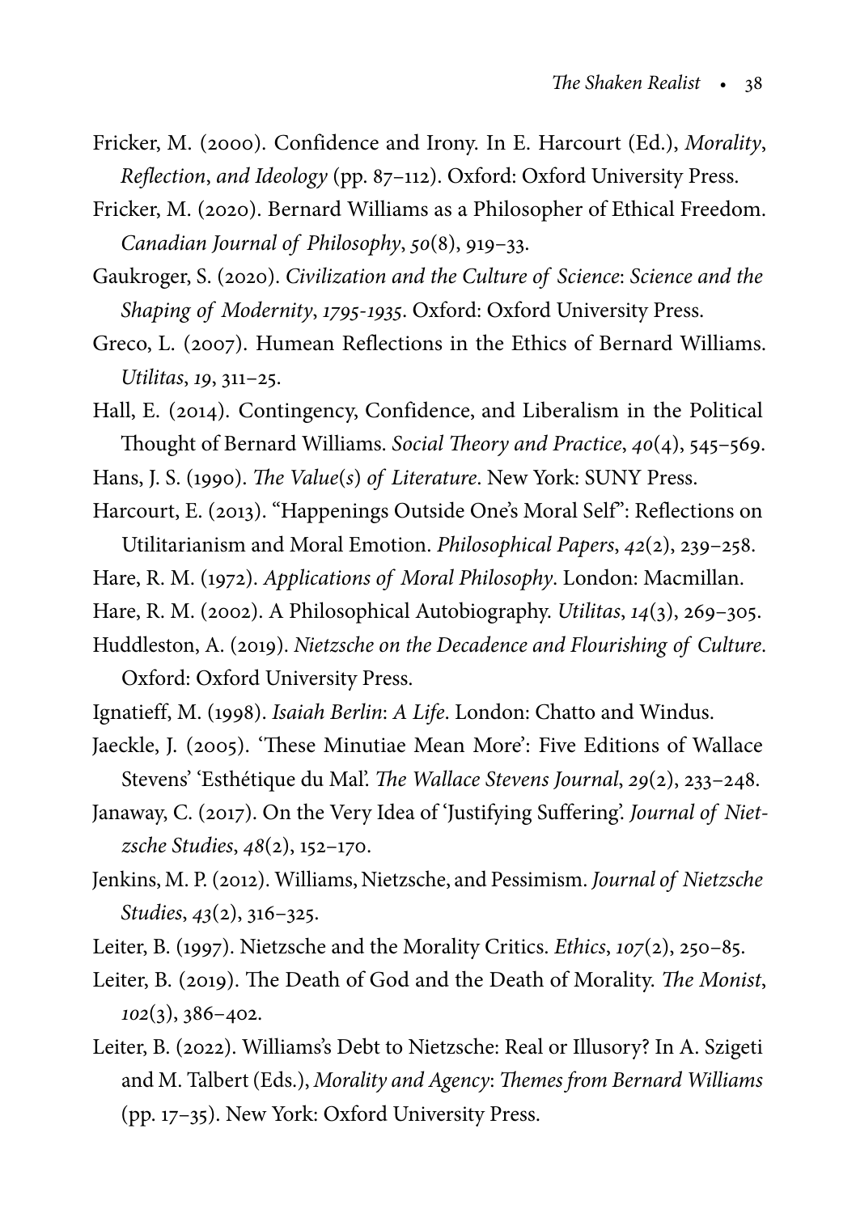Fricker, M. (2000). Confidence and Irony. In E. Harcourt (Ed.), *Morality, Reflection, and Ideology* (pp. 87–112). Oxford: Oxford University Press.

Fricker, M. (2020). Bernard Williams as a Philosopher of Ethical Freedom. *Canadian Journal of Philosophy*, *50*(8), 919–33.

Gaukroger, S. (2020). *Civilization and the Culture of Science*: *Science and the Shaping of Modernity*, *1795-1935*. Oxford: Oxford University Press.

Greco, L. (2007). Humean Reflections in the Ethics of Bernard Williams. *Utilitas*, *19*, 311–25.

Hall, E. (2014). Contingency, Confidence, and Liberalism in the Political Thought of Bernard Williams. *Social Theory and Practice*, *40*(4), 545–569.

Hans, J. S. (1990). *The Value*(*s*) *of Literature*. New York: SUNY Press.

Harcourt, E. (2013). "Happenings Outside One's Moral Self": Reflections on Utilitarianism and Moral Emotion. *Philosophical Papers*, *42*(2), 239–258.

Hare, R. M. (1972). *Applications of Moral Philosophy*. London: Macmillan.

Hare, R. M. (2002). A Philosophical Autobiography. *Utilitas*, *14*(3), 269–305.

Huddleston, A. (2019). *Nietzsche on the Decadence and Flourishing of Culture*. Oxford: Oxford University Press.

Ignatieff, M. (1998). *Isaiah Berlin*: *A Life*. London: Chatto and Windus.

Jaeckle, J. (2005). 'These Minutiae Mean More': Five Editions of Wallace Stevens' 'Esthétique du Mal'. *The Wallace Stevens Journal*, *29*(2), 233–248.

Janaway, C. (2017). On the Very Idea of 'Justifying Suffering'. *Journal of Nietzsche Studies*, *48*(2), 152–170.

Jenkins, M. P. (2012). Williams, Nietzsche, and Pessimism. *Journal of Nietzsche Studies*, *43*(2), 316–325.

Leiter, B. (1997). Nietzsche and the Morality Critics. *Ethics*, *107*(2), 250–85.

Leiter, B. (2019). The Death of God and the Death of Morality. *The Monist*, *102*(3), 386–402.

Leiter, B. (2022). Williams's Debt to Nietzsche: Real or Illusory? In A. Szigeti and M. Talbert (Eds.), *Morality and Agency*: *Themes from Bernard Williams* (pp. 17–35). New York: Oxford University Press.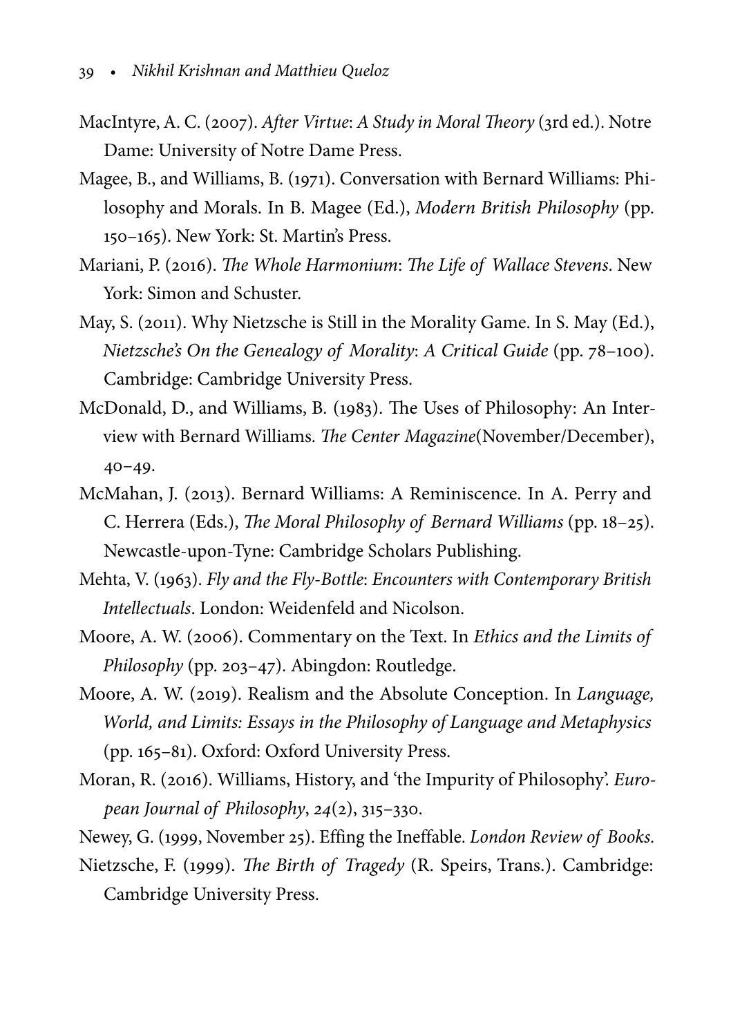MacIntyre, A. C. (2007). *After Virtue*: *A Study in Moral Theory* (3rd ed.). Notre Dame: University of Notre Dame Press.

Magee, B., and Williams, B. (1971). Conversation with Bernard Williams: Philosophy and Morals. In B. Magee (Ed.), *Modern British Philosophy* (pp. 150–165). New York: St. Martin's Press.

Mariani, P. (2016). *The Whole Harmonium*: *The Life of Wallace Stevens*. New York: Simon and Schuster.

May, S. (2011). Why Nietzsche is Still in the Morality Game. In S. May (Ed.), *Nietzsche's On the Genealogy of Morality*: *A Critical Guide* (pp. 78–100). Cambridge: Cambridge University Press.

McDonald, D., and Williams, B. (1983). The Uses of Philosophy: An Interview with Bernard Williams. *The Center Magazine*(November/December), 40–49.

McMahan, J. (2013). Bernard Williams: A Reminiscence. In A. Perry and C. Herrera (Eds.), *The Moral Philosophy of Bernard Williams* (pp. 18–25). Newcastle-upon-Tyne: Cambridge Scholars Publishing.

Mehta, V. (1963). *Fly and the Fly-Bottle*: *Encounters with Contemporary British Intellectuals*. London: Weidenfeld and Nicolson.

Moore, A. W. (2006). Commentary on the Text. In *Ethics and the Limits of Philosophy* (pp. 203–47). Abingdon: Routledge.

Moore, A. W. (2019). Realism and the Absolute Conception. In *Language, World, and Limits: Essays in the Philosophy of Language and Metaphysics* (pp. 165–81). Oxford: Oxford University Press.

Moran, R. (2016). Williams, History, and 'the Impurity of Philosophy'. *European Journal of Philosophy*, *24*(2), 315–330.

Newey, G. (1999, November 25). Effing the Ineffable. *London Review of Books*.

Nietzsche, F. (1999). *The Birth of Tragedy* (R. Speirs, Trans.). Cambridge: Cambridge University Press.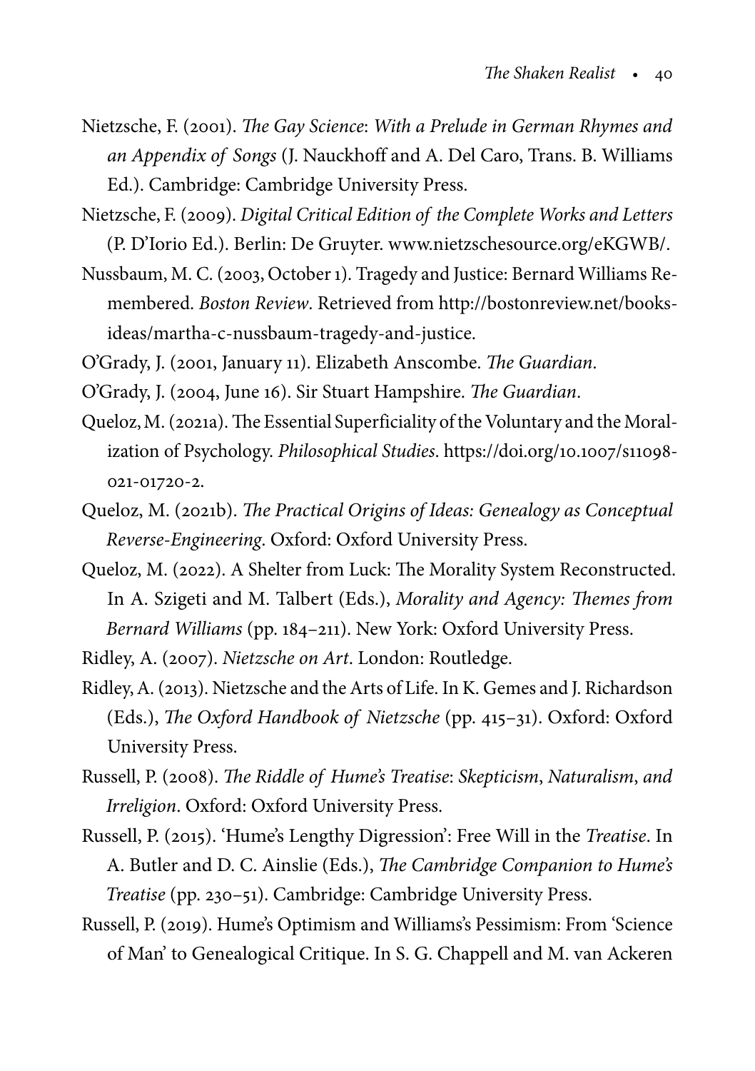Nietzsche, F. (2001). *The Gay Science*: *With a Prelude in German Rhymes and an Appendix of Songs* (J. Nauckhoff and A. Del Caro, Trans. B. Williams Ed.). Cambridge: Cambridge University Press.

Nietzsche, F. (2009). *Digital Critical Edition of the Complete Works and Letters* (P. D'Iorio Ed.). Berlin: De Gruyter. www.nietzschesource.org/eKGWB/.

Nussbaum, M. C. (2003, October 1). Tragedy and Justice: Bernard Williams Remembered. *Boston Review*. Retrieved from http://bostonreview.net/books-ideas/martha-c-nussbaum-tragedy-and-justice.

O'Grady, J. (2001, January 11). Elizabeth Anscombe. *The Guardian*.

O'Grady, J. (2004, June 16). Sir Stuart Hampshire. *The Guardian*.

Queloz, M. (2021a). The Essential Superficiality of the Voluntary and the Moralization of Psychology. *Philosophical Studies*. https://doi.org/10.1007/s11098-021-01720-2.

Queloz, M. (2021b). *The Practical Origins of Ideas: Genealogy as Conceptual Reverse-Engineering*. Oxford: Oxford University Press.

Queloz, M. (2022). A Shelter from Luck: The Morality System Reconstructed. In A. Szigeti and M. Talbert (Eds.), *Morality and Agency: Themes from Bernard Williams* (pp. 184–211). New York: Oxford University Press.

Ridley, A. (2007). *Nietzsche on Art*. London: Routledge.

Ridley, A. (2013). Nietzsche and the Arts of Life. In K. Gemes and J. Richardson (Eds.), *The Oxford Handbook of Nietzsche* (pp. 415–31). Oxford: Oxford University Press.

Russell, P. (2008). *The Riddle of Hume's Treatise*: *Skepticism*, *Naturalism*, *and Irreligion*. Oxford: Oxford University Press.

Russell, P. (2015). 'Hume's Lengthy Digression': Free Will in the *Treatise*. In A. Butler and D. C. Ainslie (Eds.), *The Cambridge Companion to Hume's Treatise* (pp. 230–51). Cambridge: Cambridge University Press.

Russell, P. (2019). Hume's Optimism and Williams's Pessimism: From 'Science of Man' to Genealogical Critique. In S. G. Chappell and M. van Ackeren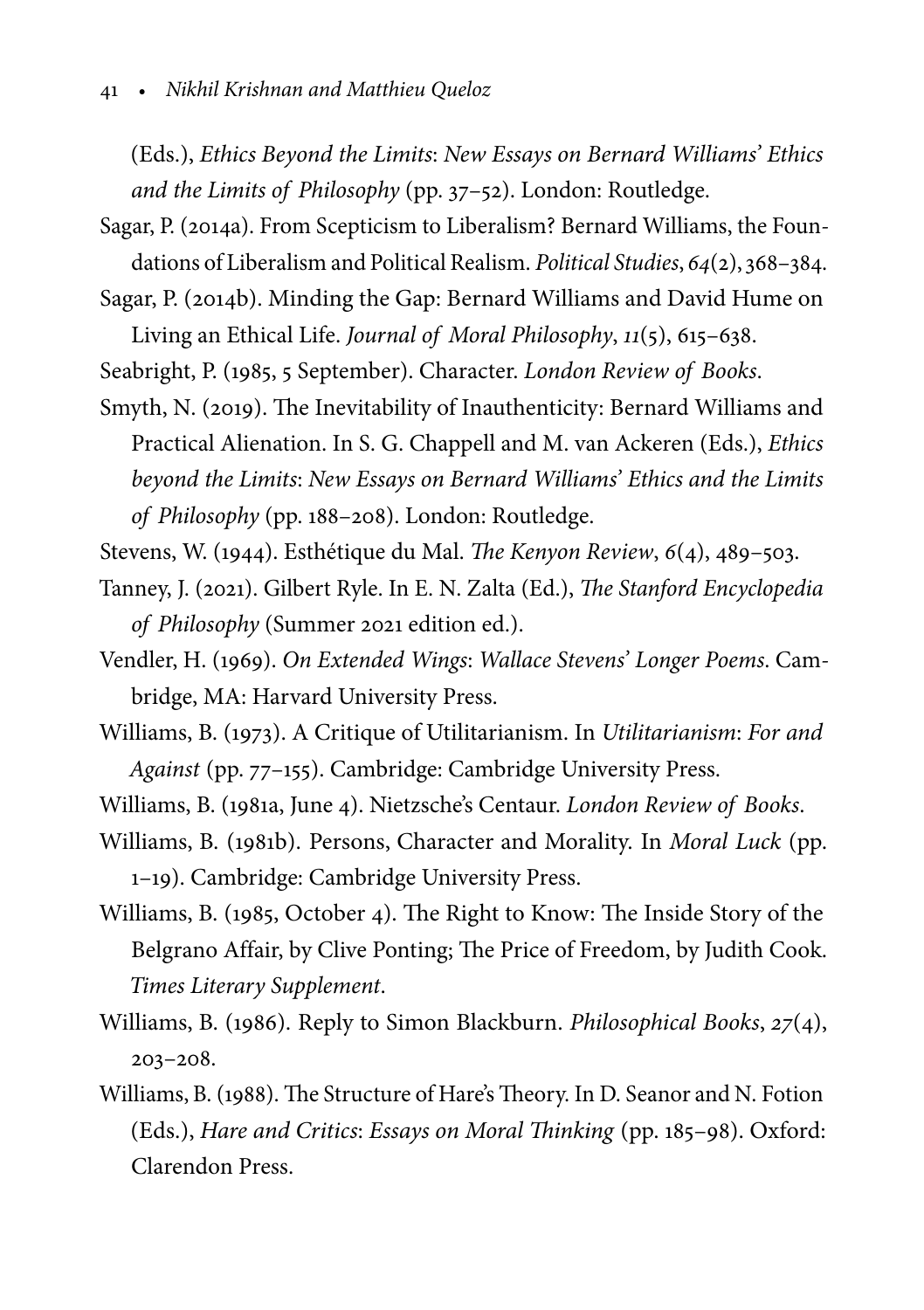(Eds.), *Ethics Beyond the Limits: New Essays on Bernard Williams' Ethics and the Limits of Philosophy* (pp. 37–52). London: Routledge.

Sagar, P. (2014a). From Scepticism to Liberalism? Bernard Williams, the Foundations of Liberalism and Political Realism. *Political Studies*, *64*(2), 368–384.

Sagar, P. (2014b). Minding the Gap: Bernard Williams and David Hume on Living an Ethical Life. *Journal of Moral Philosophy*, *11*(5), 615–638.

Seabright, P. (1985, 5 September). Character. *London Review of Books*.

Smyth, N. (2019). The Inevitability of Inauthenticity: Bernard Williams and Practical Alienation. In S. G. Chappell and M. van Ackeren (Eds.), *Ethics beyond the Limits: New Essays on Bernard Williams' Ethics and the Limits of Philosophy* (pp. 188–208). London: Routledge.

Stevens, W. (1944). Esthétique du Mal. *The Kenyon Review*, *6*(4), 489–503.

Tanney, J. (2021). Gilbert Ryle. In E. N. Zalta (Ed.), *The Stanford Encyclopedia of Philosophy* (Summer 2021 edition ed.).

Vendler, H. (1969). *On Extended Wings: Wallace Stevens' Longer Poems*. Cambridge, MA: Harvard University Press.

Williams, B. (1973). A Critique of Utilitarianism. In *Utilitarianism: For and Against* (pp. 77–155). Cambridge: Cambridge University Press.

Williams, B. (1981a, June 4). Nietzsche's Centaur. *London Review of Books*.

Williams, B. (1981b). Persons, Character and Morality. In *Moral Luck* (pp. 1–19). Cambridge: Cambridge University Press.

Williams, B. (1985, October 4). The Right to Know: The Inside Story of the Belgrano Affair, by Clive Ponting; The Price of Freedom, by Judith Cook. *Times Literary Supplement*.

Williams, B. (1986). Reply to Simon Blackburn. *Philosophical Books*, *27*(4), 203–208.

Williams, B. (1988). The Structure of Hare's Theory. In D. Seanor and N. Fotion (Eds.), *Hare and Critics: Essays on Moral Thinking* (pp. 185–98). Oxford: Clarendon Press.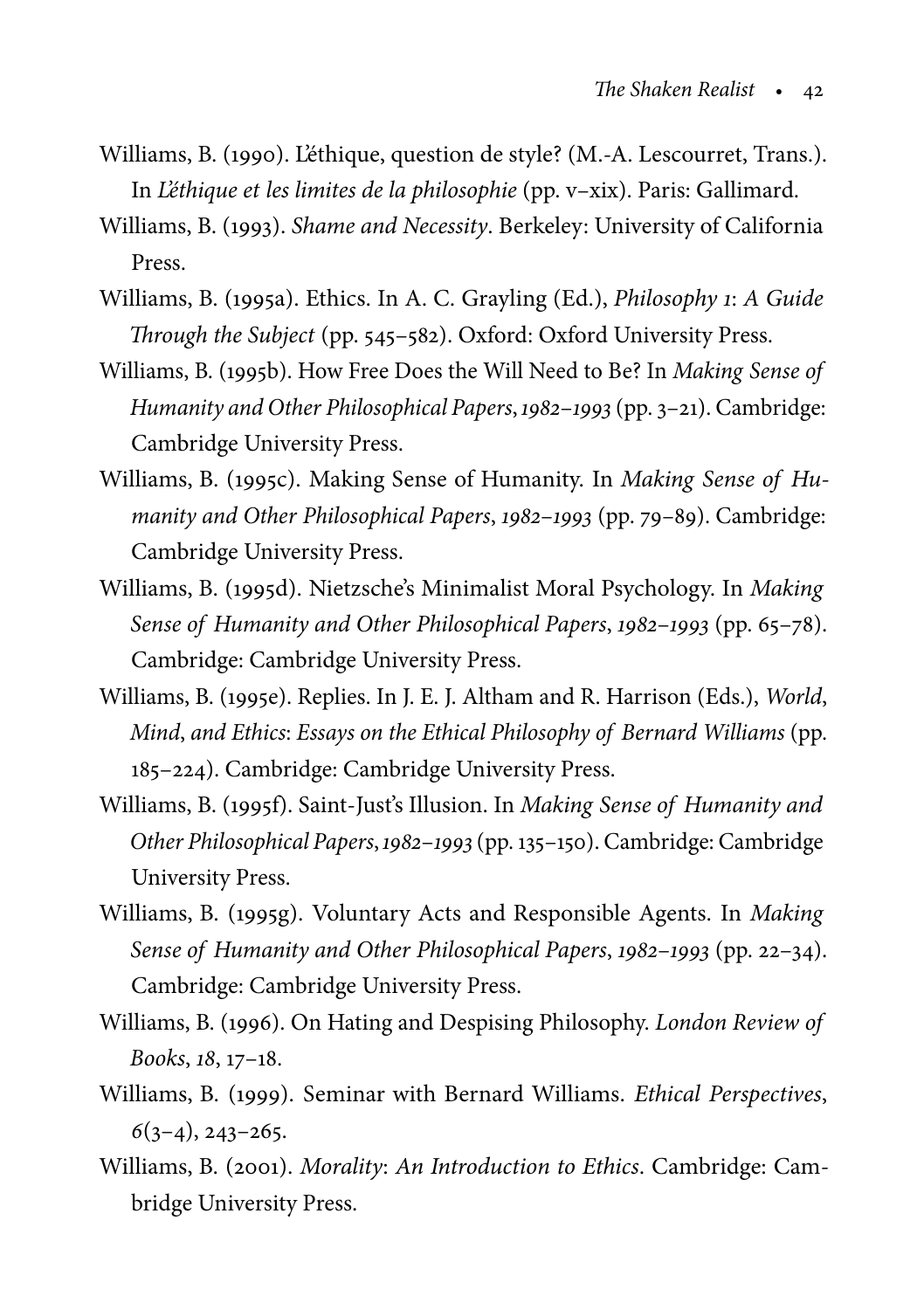Williams, B. (1990). L'éthique, question de style? (M.-A. Lescourret, Trans.). In *L'éthique et les limites de la philosophie* (pp. v–xix). Paris: Gallimard.

Williams, B. (1993). *Shame and Necessity*. Berkeley: University of California Press.

Williams, B. (1995a). Ethics. In A. C. Grayling (Ed.), *Philosophy 1: A Guide Through the Subject* (pp. 545–582). Oxford: Oxford University Press.

Williams, B. (1995b). How Free Does the Will Need to Be? In *Making Sense of Humanity and Other Philosophical Papers, 1982–1993* (pp. 3–21). Cambridge: Cambridge University Press.

Williams, B. (1995c). Making Sense of Humanity. In *Making Sense of Humanity and Other Philosophical Papers, 1982–1993* (pp. 79–89). Cambridge: Cambridge University Press.

Williams, B. (1995d). Nietzsche's Minimalist Moral Psychology. In *Making Sense of Humanity and Other Philosophical Papers, 1982–1993* (pp. 65–78). Cambridge: Cambridge University Press.

Williams, B. (1995e). Replies. In J. E. J. Altham and R. Harrison (Eds.), *World, Mind, and Ethics: Essays on the Ethical Philosophy of Bernard Williams* (pp. 185–224). Cambridge: Cambridge University Press.

Williams, B. (1995f). Saint-Just's Illusion. In *Making Sense of Humanity and Other Philosophical Papers, 1982–1993* (pp. 135–150). Cambridge: Cambridge University Press.

Williams, B. (1995g). Voluntary Acts and Responsible Agents. In *Making Sense of Humanity and Other Philosophical Papers, 1982–1993* (pp. 22–34). Cambridge: Cambridge University Press.

Williams, B. (1996). On Hating and Despising Philosophy. *London Review of Books*, *18*, 17–18.

Williams, B. (1999). Seminar with Bernard Williams. *Ethical Perspectives*, *6*(3–4), 243–265.

Williams, B. (2001). *Morality: An Introduction to Ethics*. Cambridge: Cambridge University Press.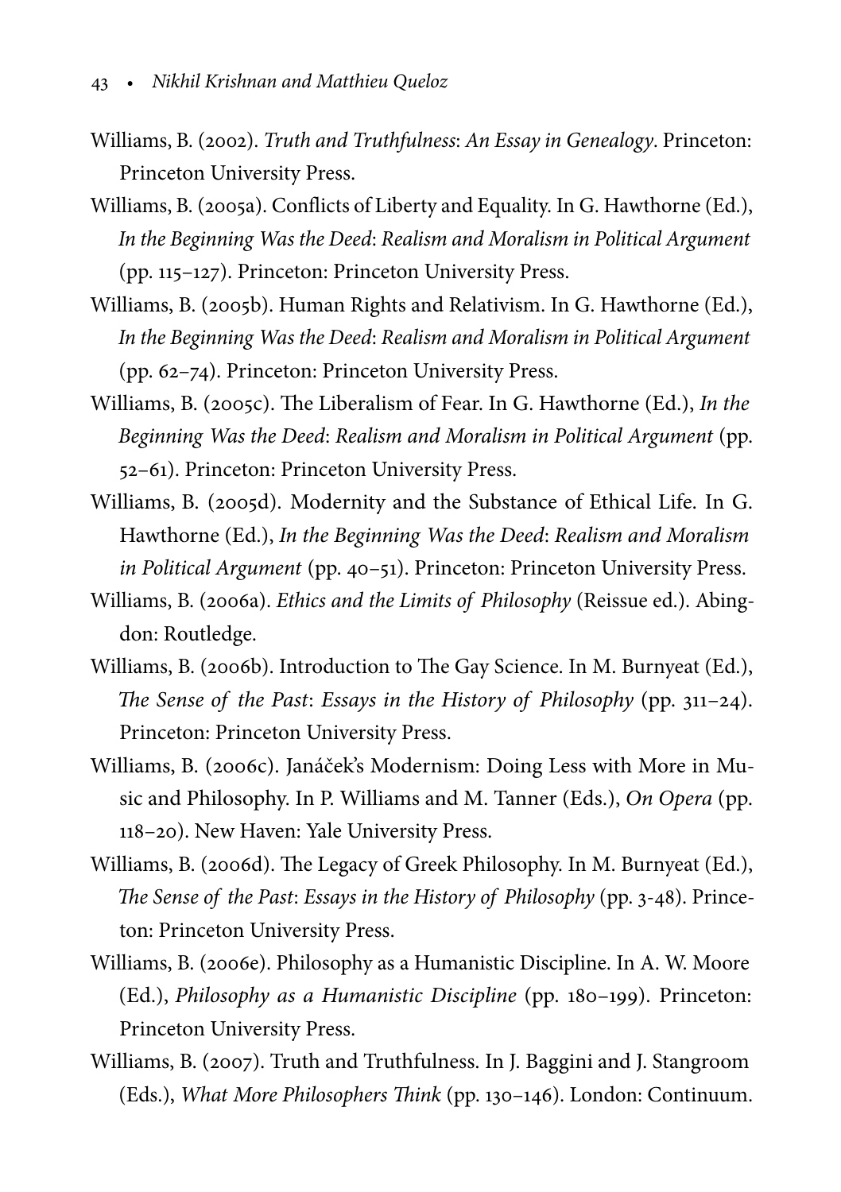Williams, B. (2002). *Truth and Truthfulness: An Essay in Genealogy*. Princeton: Princeton University Press.

Williams, B. (2005a). Conflicts of Liberty and Equality. In G. Hawthorne (Ed.), *In the Beginning Was the Deed: Realism and Moralism in Political Argument* (pp. 115–127). Princeton: Princeton University Press.

Williams, B. (2005b). Human Rights and Relativism. In G. Hawthorne (Ed.), *In the Beginning Was the Deed: Realism and Moralism in Political Argument* (pp. 62–74). Princeton: Princeton University Press.

Williams, B. (2005c). The Liberalism of Fear. In G. Hawthorne (Ed.), *In the Beginning Was the Deed: Realism and Moralism in Political Argument* (pp. 52–61). Princeton: Princeton University Press.

Williams, B. (2005d). Modernity and the Substance of Ethical Life. In G. Hawthorne (Ed.), *In the Beginning Was the Deed: Realism and Moralism in Political Argument* (pp. 40–51). Princeton: Princeton University Press.

Williams, B. (2006a). *Ethics and the Limits of Philosophy* (Reissue ed.). Abingdon: Routledge.

Williams, B. (2006b). Introduction to The Gay Science. In M. Burnyeat (Ed.), *The Sense of the Past: Essays in the History of Philosophy* (pp. 311–24). Princeton: Princeton University Press.

Williams, B. (2006c). Janáček's Modernism: Doing Less with More in Music and Philosophy. In P. Williams and M. Tanner (Eds.), *On Opera* (pp. 118–20). New Haven: Yale University Press.

Williams, B. (2006d). The Legacy of Greek Philosophy. In M. Burnyeat (Ed.), *The Sense of the Past: Essays in the History of Philosophy* (pp. 3-48). Princeton: Princeton University Press.

Williams, B. (2006e). Philosophy as a Humanistic Discipline. In A. W. Moore (Ed.), *Philosophy as a Humanistic Discipline* (pp. 180–199). Princeton: Princeton University Press.

Williams, B. (2007). Truth and Truthfulness. In J. Baggini and J. Stangroom (Eds.), *What More Philosophers Think* (pp. 130–146). London: Continuum.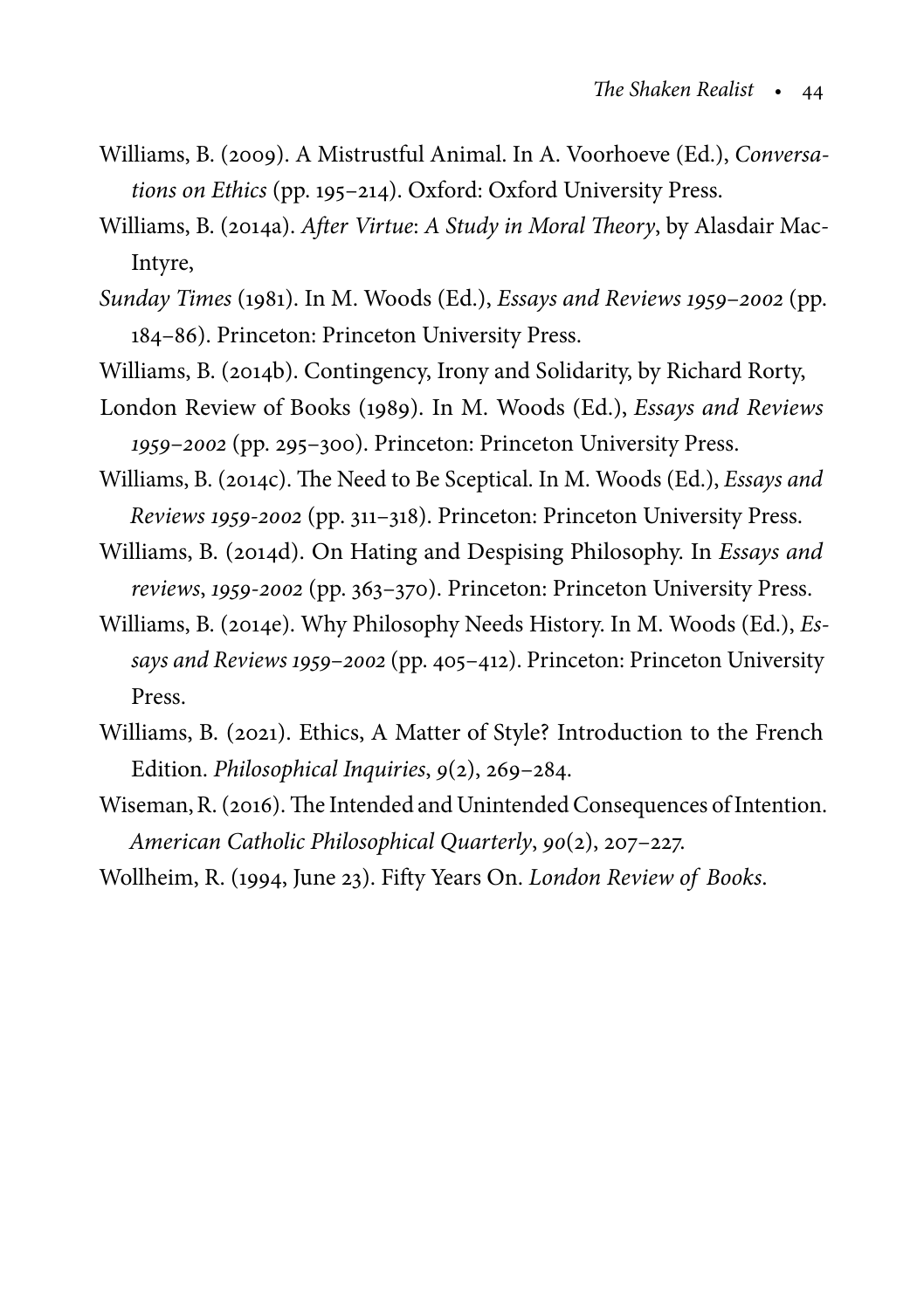Williams, B. (2009). A Mistrustful Animal. In A. Voorhoeve (Ed.), *Conversations on Ethics* (pp. 195–214). Oxford: Oxford University Press.

Williams, B. (2014a). *After Virtue*: *A Study in Moral Theory*, by Alasdair MacIntyre,

*Sunday Times* (1981). In M. Woods (Ed.), *Essays and Reviews 1959–2002* (pp. 184–86). Princeton: Princeton University Press.

Williams, B. (2014b). Contingency, Irony and Solidarity, by Richard Rorty,

London Review of Books (1989). In M. Woods (Ed.), *Essays and Reviews 1959–2002* (pp. 295–300). Princeton: Princeton University Press.

Williams, B. (2014c). The Need to Be Sceptical. In M. Woods (Ed.), *Essays and Reviews 1959-2002* (pp. 311–318). Princeton: Princeton University Press.

Williams, B. (2014d). On Hating and Despising Philosophy. In *Essays and reviews*, *1959-2002* (pp. 363–370). Princeton: Princeton University Press.

Williams, B. (2014e). Why Philosophy Needs History. In M. Woods (Ed.), *Essays and Reviews 1959–2002* (pp. 405–412). Princeton: Princeton University Press.

Williams, B. (2021). Ethics, A Matter of Style? Introduction to the French Edition. *Philosophical Inquiries*, *9*(2), 269–284.

Wiseman, R. (2016). The Intended and Unintended Consequences of Intention. *American Catholic Philosophical Quarterly*, *90*(2), 207–227.

Wollheim, R. (1994, June 23). Fifty Years On. *London Review of Books*.